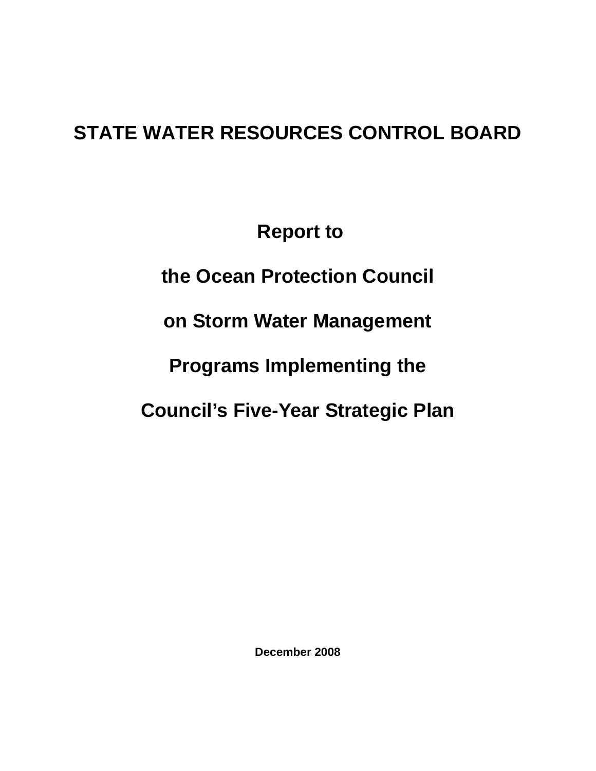# STATE WATER RESOURCES CONTROL BOARD

## Report to the Ocean Protection Council on Storm Water Management Programs Implementing the Council's Five-Year Strategic Plan

**December 2008**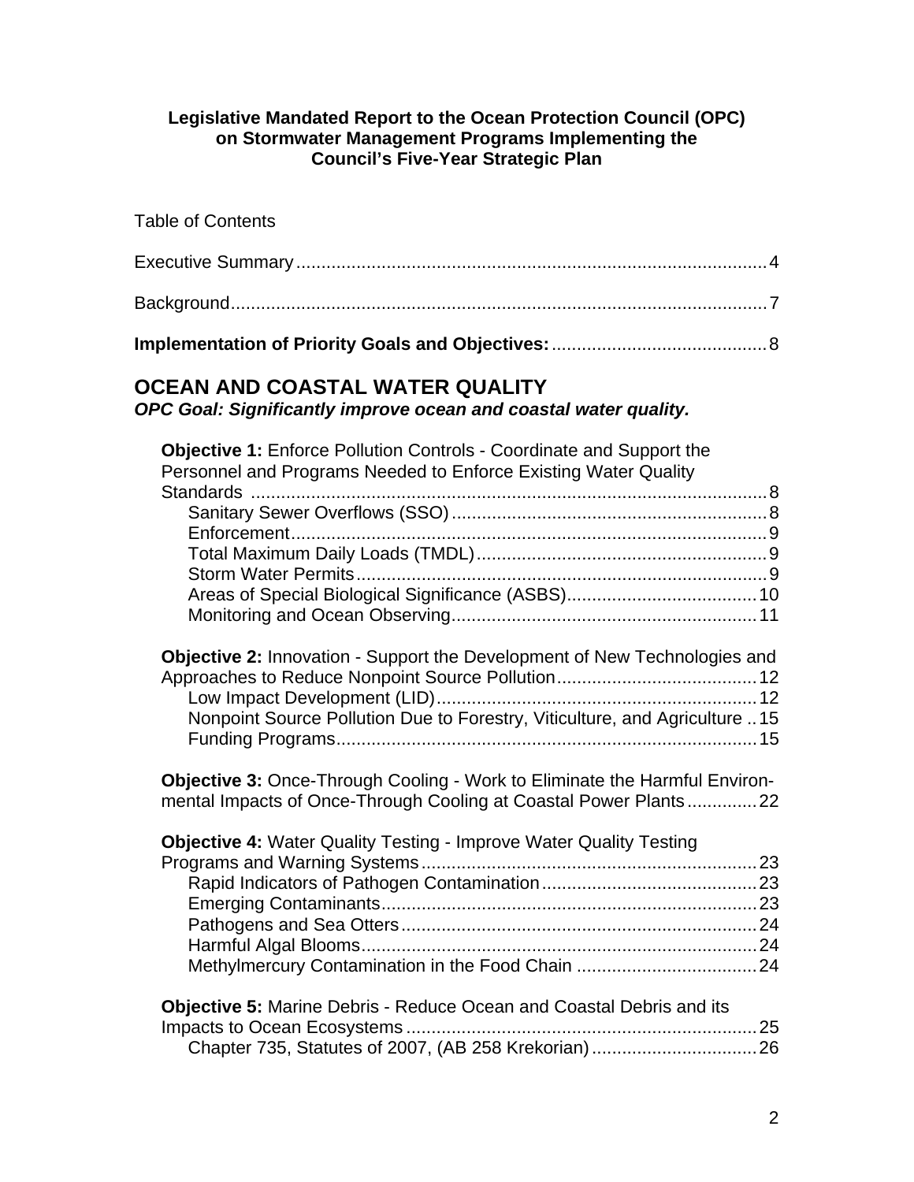**Legislative Mandated Report to the Ocean Protection Council (OPC) on Stormwater Management Programs Implementing the Council's Five-Year Strategic Plan**

Table of Contents

Executive Summary .... 4

Background .... 7

**Implementation of Priority Goals and Objectives:** .... 8

## OCEAN AND COASTAL WATER QUALITY

***OPC Goal: Significantly improve ocean and coastal water quality.***

**Objective 1:** Enforce Pollution Controls - Coordinate and Support the Personnel and Programs Needed to Enforce Existing Water Quality Standards .... 8

- Sanitary Sewer Overflows (SSO) .... 8
- Enforcement .... 9
- Total Maximum Daily Loads (TMDL) .... 9
- Storm Water Permits .... 9
- Areas of Special Biological Significance (ASBS) .... 10
- Monitoring and Ocean Observing .... 11

**Objective 2:** Innovation - Support the Development of New Technologies and Approaches to Reduce Nonpoint Source Pollution .... 12

- Low Impact Development (LID) .... 12
- Nonpoint Source Pollution Due to Forestry, Viticulture, and Agriculture .. 15
- Funding Programs .... 15

**Objective 3:** Once-Through Cooling - Work to Eliminate the Harmful Environmental Impacts of Once-Through Cooling at Coastal Power Plants .... 22

**Objective 4:** Water Quality Testing - Improve Water Quality Testing Programs and Warning Systems .... 23

- Rapid Indicators of Pathogen Contamination .... 23
- Emerging Contaminants .... 23
- Pathogens and Sea Otters .... 24
- Harmful Algal Blooms .... 24
- Methylmercury Contamination in the Food Chain .... 24

**Objective 5:** Marine Debris - Reduce Ocean and Coastal Debris and its Impacts to Ocean Ecosystems .... 25

- Chapter 735, Statutes of 2007, (AB 258 Krekorian) .... 26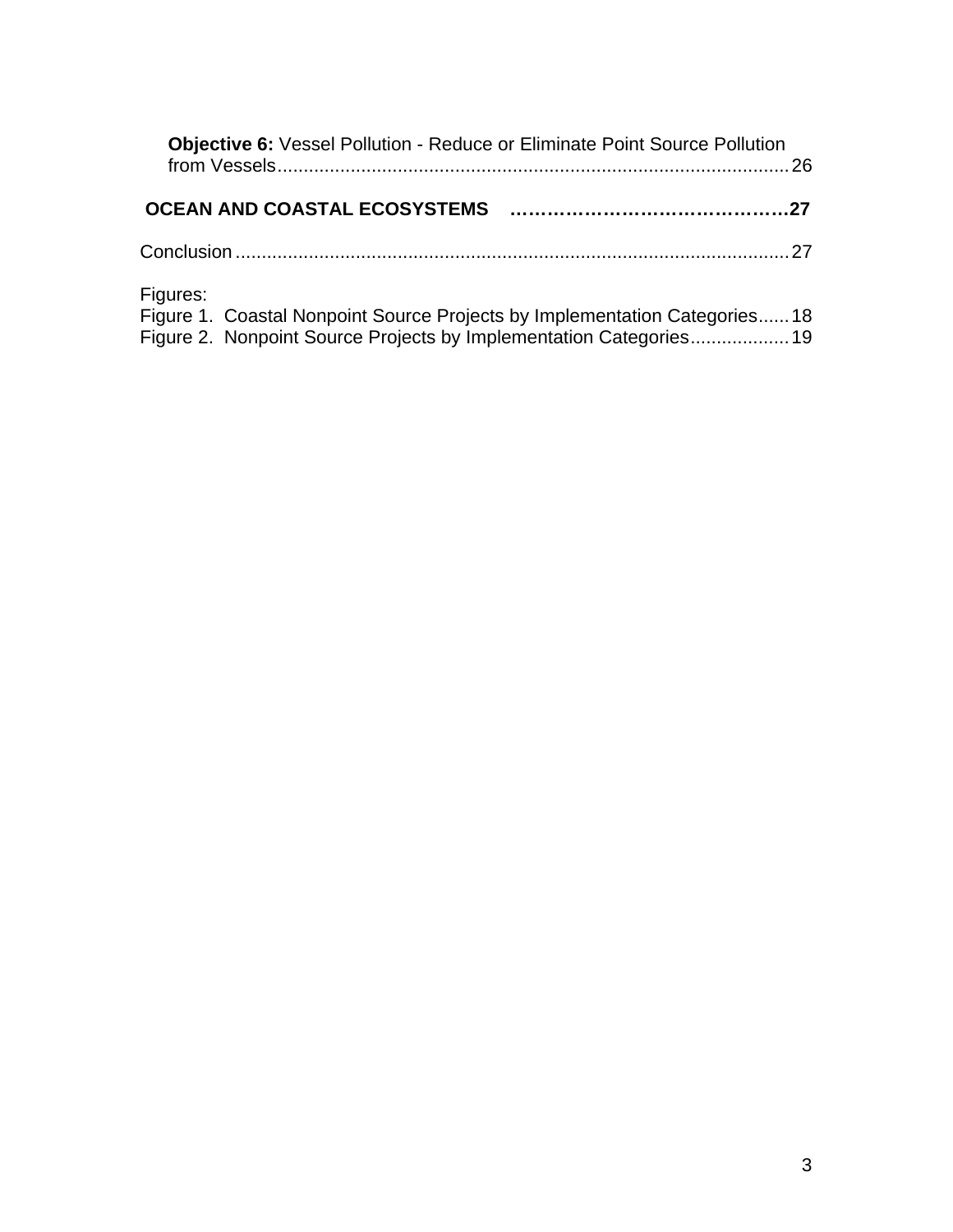**Objective 6:** Vessel Pollution - Reduce or Eliminate Point Source Pollution from Vessels....................................................................................................26

**OCEAN AND COASTAL ECOSYSTEMS ……………………………………27**

Conclusion ...........................................................................................................27

Figures:
Figure 1. Coastal Nonpoint Source Projects by Implementation Categories......18
Figure 2. Nonpoint Source Projects by Implementation Categories...................19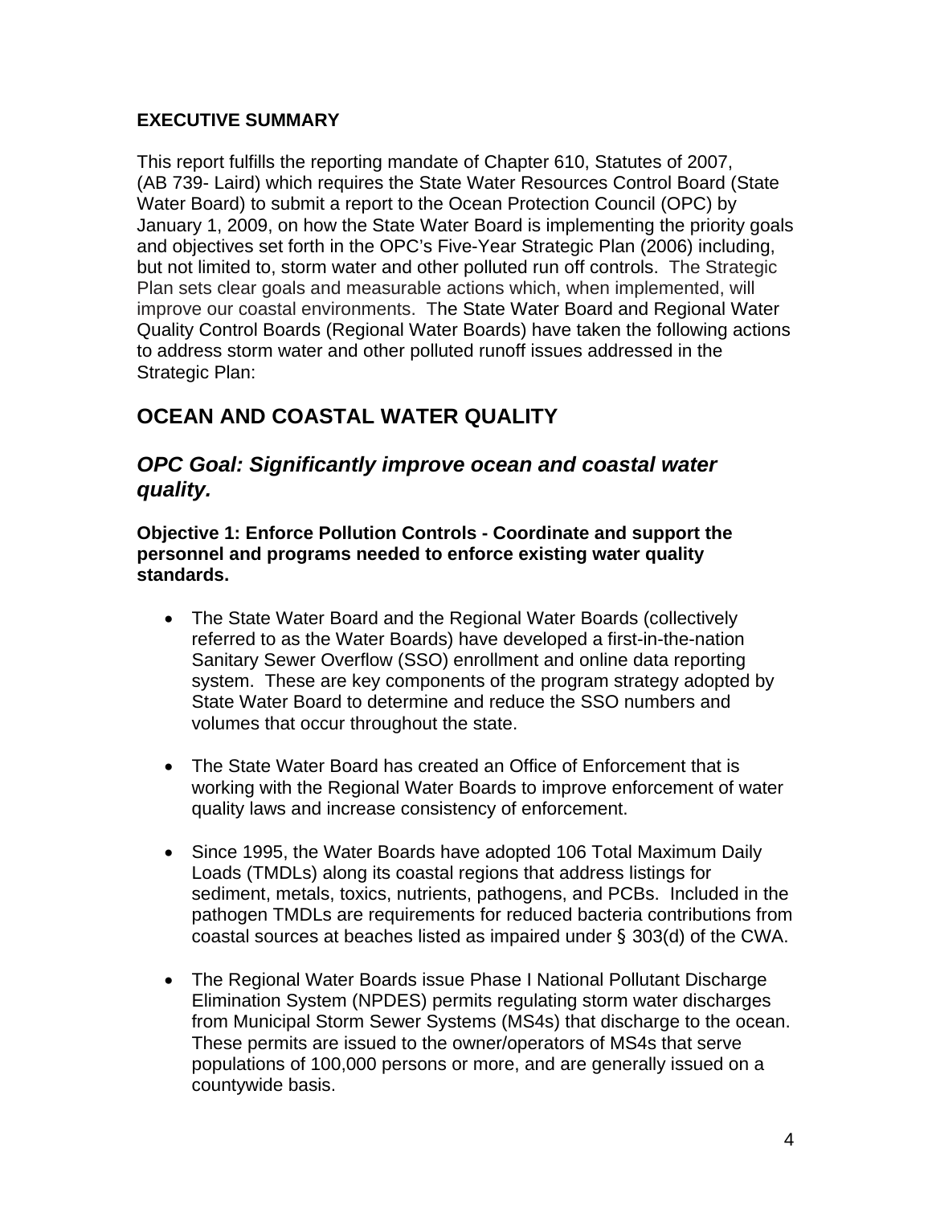**EXECUTIVE SUMMARY**

This report fulfills the reporting mandate of Chapter 610, Statutes of 2007, (AB 739- Laird) which requires the State Water Resources Control Board (State Water Board) to submit a report to the Ocean Protection Council (OPC) by January 1, 2009, on how the State Water Board is implementing the priority goals and objectives set forth in the OPC's Five-Year Strategic Plan (2006) including, but not limited to, storm water and other polluted run off controls. The Strategic Plan sets clear goals and measurable actions which, when implemented, will improve our coastal environments. The State Water Board and Regional Water Quality Control Boards (Regional Water Boards) have taken the following actions to address storm water and other polluted runoff issues addressed in the Strategic Plan:

## OCEAN AND COASTAL WATER QUALITY

### *OPC Goal: Significantly improve ocean and coastal water quality.*

**Objective 1: Enforce Pollution Controls - Coordinate and support the personnel and programs needed to enforce existing water quality standards.**

- The State Water Board and the Regional Water Boards (collectively referred to as the Water Boards) have developed a first-in-the-nation Sanitary Sewer Overflow (SSO) enrollment and online data reporting system. These are key components of the program strategy adopted by State Water Board to determine and reduce the SSO numbers and volumes that occur throughout the state.

- The State Water Board has created an Office of Enforcement that is working with the Regional Water Boards to improve enforcement of water quality laws and increase consistency of enforcement.

- Since 1995, the Water Boards have adopted 106 Total Maximum Daily Loads (TMDLs) along its coastal regions that address listings for sediment, metals, toxics, nutrients, pathogens, and PCBs. Included in the pathogen TMDLs are requirements for reduced bacteria contributions from coastal sources at beaches listed as impaired under § 303(d) of the CWA.

- The Regional Water Boards issue Phase I National Pollutant Discharge Elimination System (NPDES) permits regulating storm water discharges from Municipal Storm Sewer Systems (MS4s) that discharge to the ocean. These permits are issued to the owner/operators of MS4s that serve populations of 100,000 persons or more, and are generally issued on a countywide basis.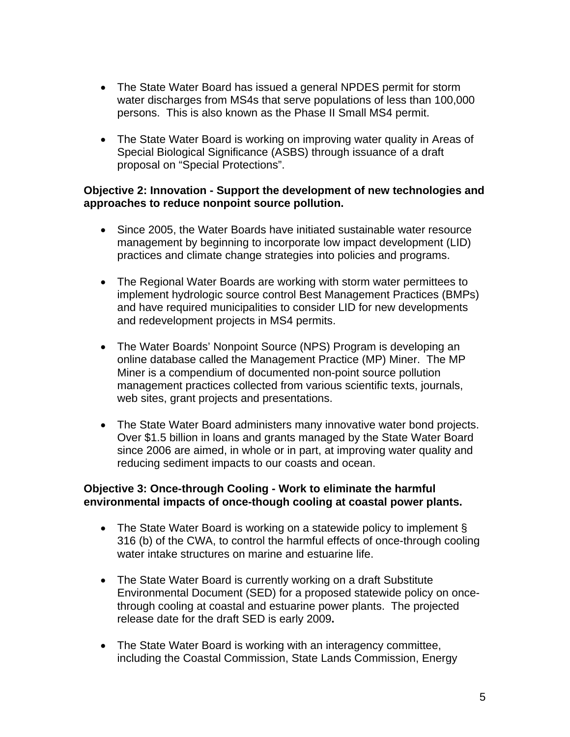- The State Water Board has issued a general NPDES permit for storm water discharges from MS4s that serve populations of less than 100,000 persons. This is also known as the Phase II Small MS4 permit.

- The State Water Board is working on improving water quality in Areas of Special Biological Significance (ASBS) through issuance of a draft proposal on "Special Protections".

**Objective 2: Innovation - Support the development of new technologies and approaches to reduce nonpoint source pollution.**

- Since 2005, the Water Boards have initiated sustainable water resource management by beginning to incorporate low impact development (LID) practices and climate change strategies into policies and programs.

- The Regional Water Boards are working with storm water permittees to implement hydrologic source control Best Management Practices (BMPs) and have required municipalities to consider LID for new developments and redevelopment projects in MS4 permits.

- The Water Boards' Nonpoint Source (NPS) Program is developing an online database called the Management Practice (MP) Miner. The MP Miner is a compendium of documented non-point source pollution management practices collected from various scientific texts, journals, web sites, grant projects and presentations.

- The State Water Board administers many innovative water bond projects. Over $1.5 billion in loans and grants managed by the State Water Board since 2006 are aimed, in whole or in part, at improving water quality and reducing sediment impacts to our coasts and ocean.

**Objective 3: Once-through Cooling - Work to eliminate the harmful environmental impacts of once-though cooling at coastal power plants.**

- The State Water Board is working on a statewide policy to implement § 316 (b) of the CWA, to control the harmful effects of once-through cooling water intake structures on marine and estuarine life.

- The State Water Board is currently working on a draft Substitute Environmental Document (SED) for a proposed statewide policy on once-through cooling at coastal and estuarine power plants. The projected release date for the draft SED is early 2009**.**

- The State Water Board is working with an interagency committee, including the Coastal Commission, State Lands Commission, Energy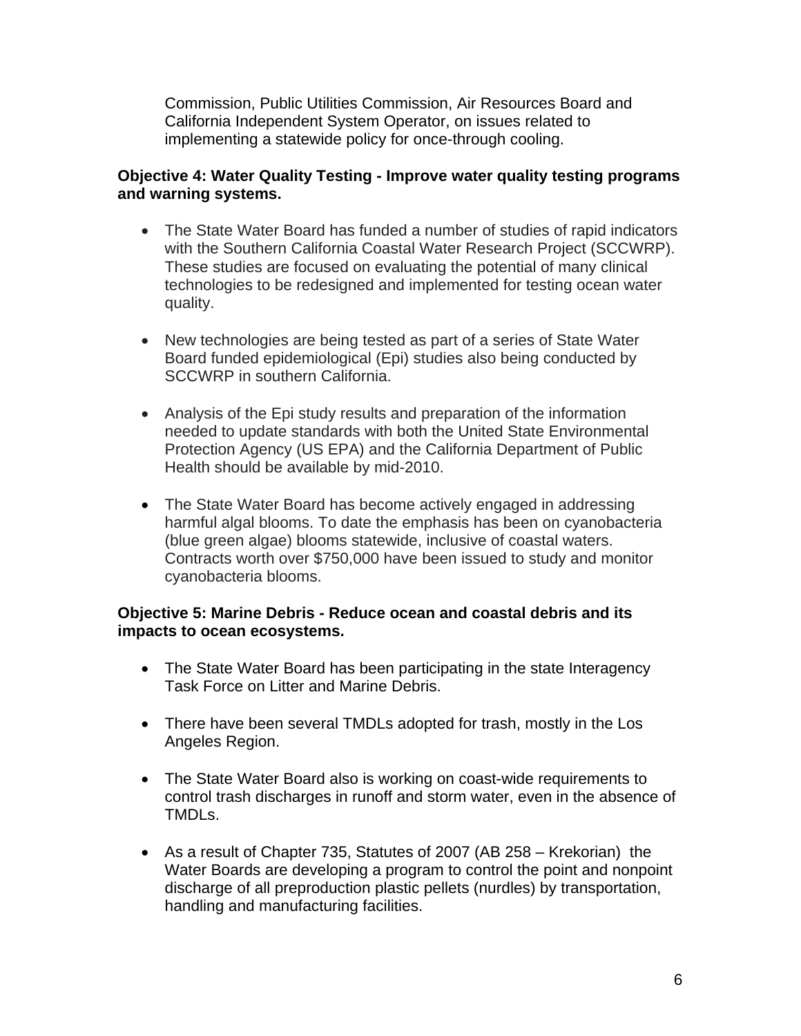Commission, Public Utilities Commission, Air Resources Board and California Independent System Operator, on issues related to implementing a statewide policy for once-through cooling.

**Objective 4: Water Quality Testing - Improve water quality testing programs and warning systems.**

- The State Water Board has funded a number of studies of rapid indicators with the Southern California Coastal Water Research Project (SCCWRP). These studies are focused on evaluating the potential of many clinical technologies to be redesigned and implemented for testing ocean water quality.

- New technologies are being tested as part of a series of State Water Board funded epidemiological (Epi) studies also being conducted by SCCWRP in southern California.

- Analysis of the Epi study results and preparation of the information needed to update standards with both the United State Environmental Protection Agency (US EPA) and the California Department of Public Health should be available by mid-2010.

- The State Water Board has become actively engaged in addressing harmful algal blooms. To date the emphasis has been on cyanobacteria (blue green algae) blooms statewide, inclusive of coastal waters. Contracts worth over $750,000 have been issued to study and monitor cyanobacteria blooms.

**Objective 5: Marine Debris - Reduce ocean and coastal debris and its impacts to ocean ecosystems.**

- The State Water Board has been participating in the state Interagency Task Force on Litter and Marine Debris.

- There have been several TMDLs adopted for trash, mostly in the Los Angeles Region.

- The State Water Board also is working on coast-wide requirements to control trash discharges in runoff and storm water, even in the absence of TMDLs.

- As a result of Chapter 735, Statutes of 2007 (AB 258 – Krekorian) the Water Boards are developing a program to control the point and nonpoint discharge of all preproduction plastic pellets (nurdles) by transportation, handling and manufacturing facilities.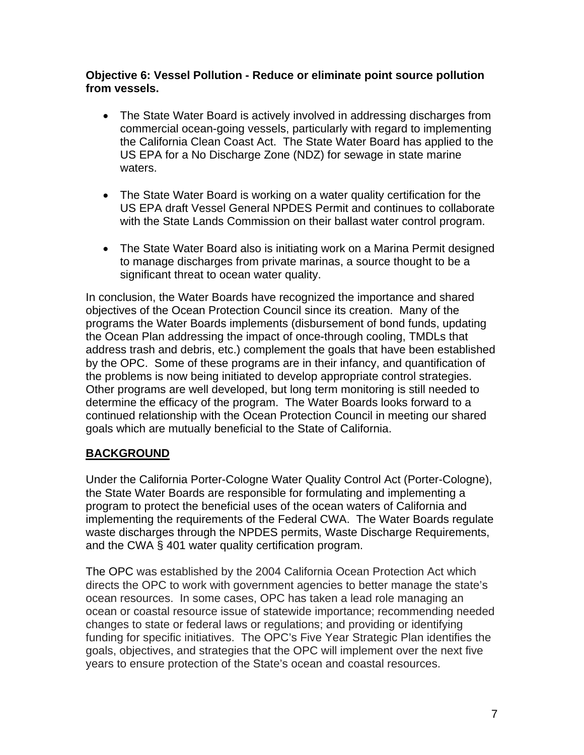**Objective 6: Vessel Pollution - Reduce or eliminate point source pollution from vessels.**

- The State Water Board is actively involved in addressing discharges from commercial ocean-going vessels, particularly with regard to implementing the California Clean Coast Act. The State Water Board has applied to the US EPA for a No Discharge Zone (NDZ) for sewage in state marine waters.

- The State Water Board is working on a water quality certification for the US EPA draft Vessel General NPDES Permit and continues to collaborate with the State Lands Commission on their ballast water control program.

- The State Water Board also is initiating work on a Marina Permit designed to manage discharges from private marinas, a source thought to be a significant threat to ocean water quality.

In conclusion, the Water Boards have recognized the importance and shared objectives of the Ocean Protection Council since its creation. Many of the programs the Water Boards implements (disbursement of bond funds, updating the Ocean Plan addressing the impact of once-through cooling, TMDLs that address trash and debris, etc.) complement the goals that have been established by the OPC. Some of these programs are in their infancy, and quantification of the problems is now being initiated to develop appropriate control strategies. Other programs are well developed, but long term monitoring is still needed to determine the efficacy of the program. The Water Boards looks forward to a continued relationship with the Ocean Protection Council in meeting our shared goals which are mutually beneficial to the State of California.

## BACKGROUND

Under the California Porter-Cologne Water Quality Control Act (Porter-Cologne), the State Water Boards are responsible for formulating and implementing a program to protect the beneficial uses of the ocean waters of California and implementing the requirements of the Federal CWA. The Water Boards regulate waste discharges through the NPDES permits, Waste Discharge Requirements, and the CWA § 401 water quality certification program.

The OPC was established by the 2004 California Ocean Protection Act which directs the OPC to work with government agencies to better manage the state's ocean resources. In some cases, OPC has taken a lead role managing an ocean or coastal resource issue of statewide importance; recommending needed changes to state or federal laws or regulations; and providing or identifying funding for specific initiatives. The OPC's Five Year Strategic Plan identifies the goals, objectives, and strategies that the OPC will implement over the next five years to ensure protection of the State's ocean and coastal resources.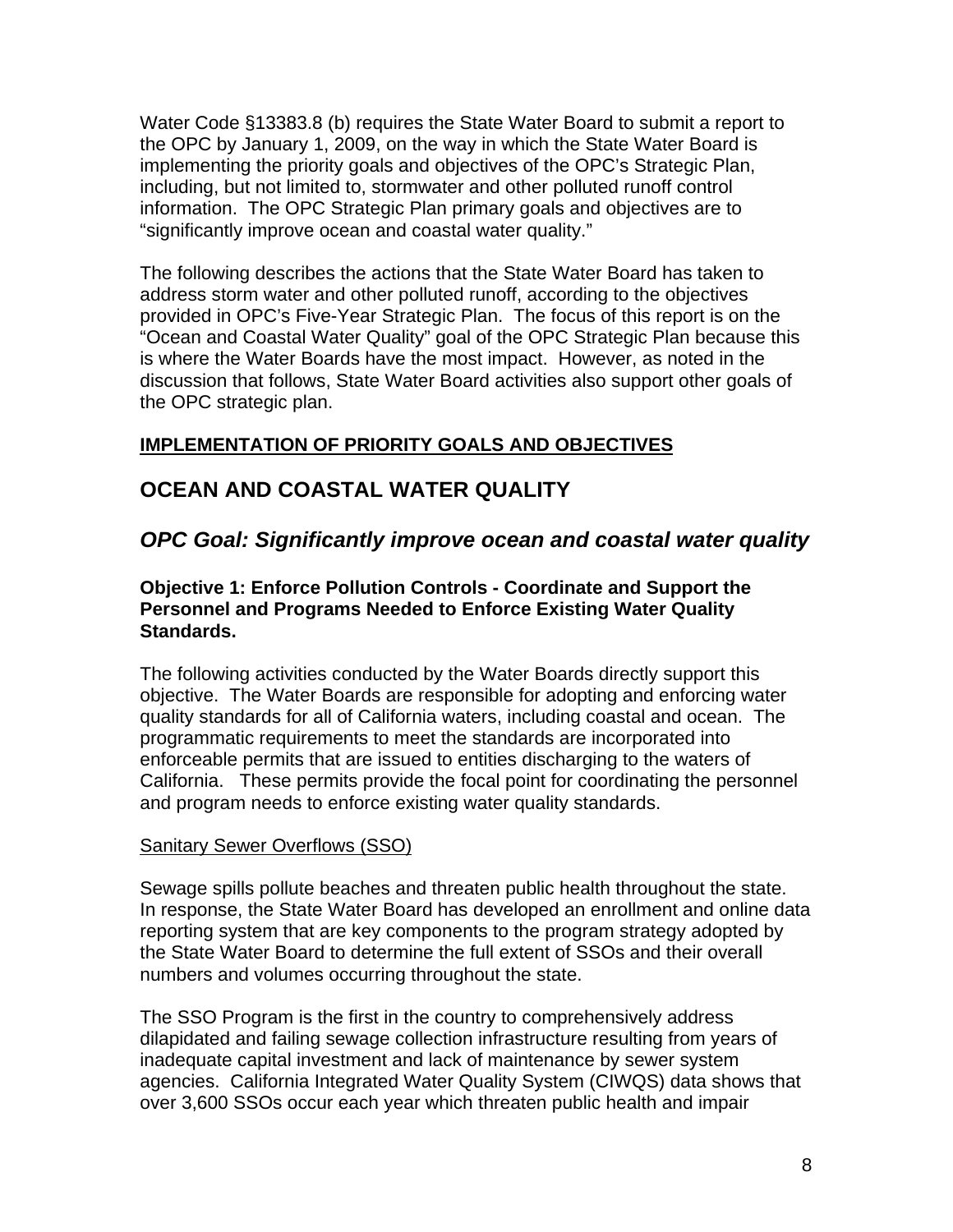Water Code §13383.8 (b) requires the State Water Board to submit a report to the OPC by January 1, 2009, on the way in which the State Water Board is implementing the priority goals and objectives of the OPC's Strategic Plan, including, but not limited to, stormwater and other polluted runoff control information. The OPC Strategic Plan primary goals and objectives are to "significantly improve ocean and coastal water quality."

The following describes the actions that the State Water Board has taken to address storm water and other polluted runoff, according to the objectives provided in OPC's Five-Year Strategic Plan. The focus of this report is on the "Ocean and Coastal Water Quality" goal of the OPC Strategic Plan because this is where the Water Boards have the most impact. However, as noted in the discussion that follows, State Water Board activities also support other goals of the OPC strategic plan.

**IMPLEMENTATION OF PRIORITY GOALS AND OBJECTIVES**

# OCEAN AND COASTAL WATER QUALITY

## *OPC Goal: Significantly improve ocean and coastal water quality*

### Objective 1: Enforce Pollution Controls - Coordinate and Support the Personnel and Programs Needed to Enforce Existing Water Quality Standards.

The following activities conducted by the Water Boards directly support this objective. The Water Boards are responsible for adopting and enforcing water quality standards for all of California waters, including coastal and ocean. The programmatic requirements to meet the standards are incorporated into enforceable permits that are issued to entities discharging to the waters of California. These permits provide the focal point for coordinating the personnel and program needs to enforce existing water quality standards.

Sanitary Sewer Overflows (SSO)

Sewage spills pollute beaches and threaten public health throughout the state. In response, the State Water Board has developed an enrollment and online data reporting system that are key components to the program strategy adopted by the State Water Board to determine the full extent of SSOs and their overall numbers and volumes occurring throughout the state.

The SSO Program is the first in the country to comprehensively address dilapidated and failing sewage collection infrastructure resulting from years of inadequate capital investment and lack of maintenance by sewer system agencies. California Integrated Water Quality System (CIWQS) data shows that over 3,600 SSOs occur each year which threaten public health and impair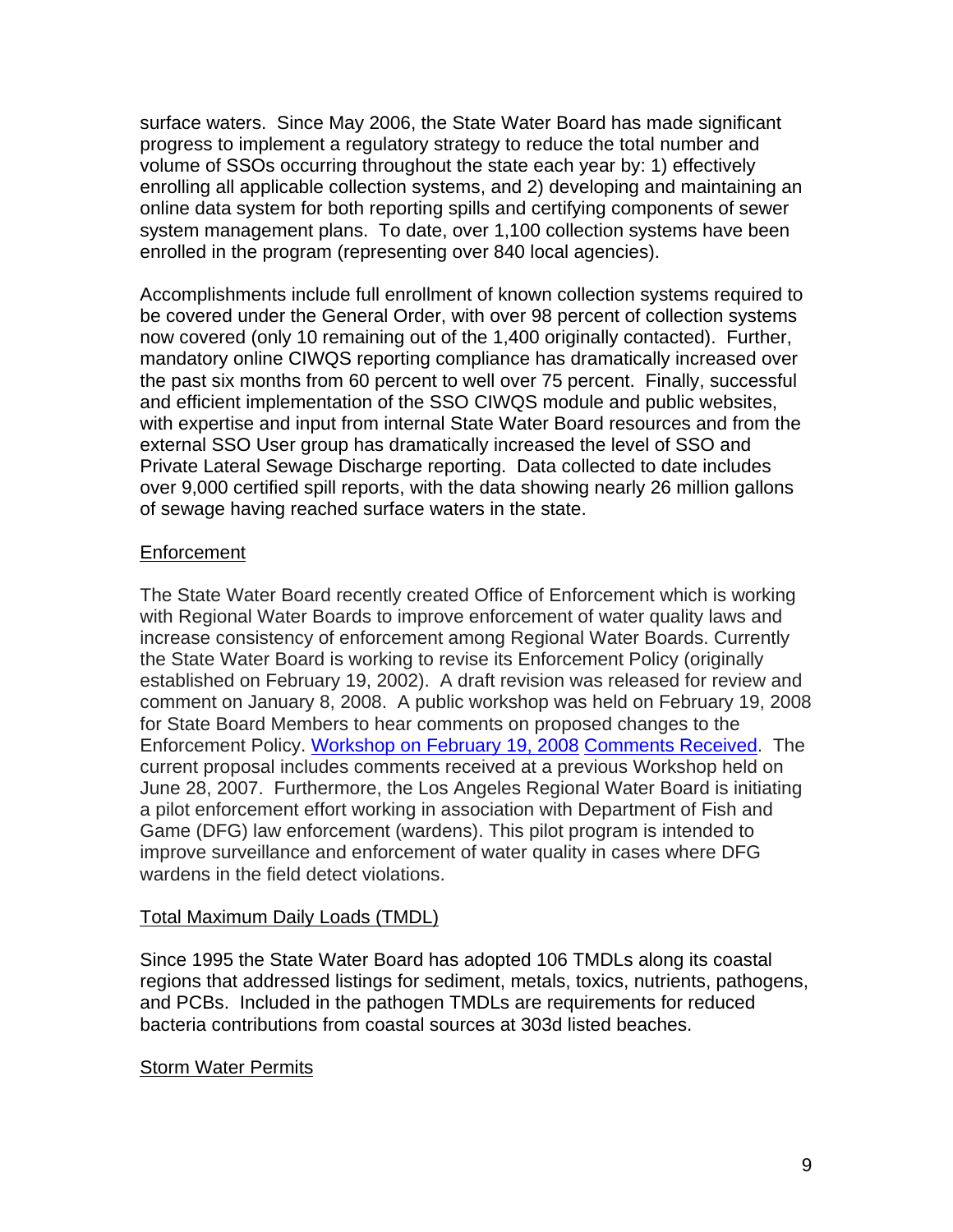surface waters. Since May 2006, the State Water Board has made significant progress to implement a regulatory strategy to reduce the total number and volume of SSOs occurring throughout the state each year by: 1) effectively enrolling all applicable collection systems, and 2) developing and maintaining an online data system for both reporting spills and certifying components of sewer system management plans. To date, over 1,100 collection systems have been enrolled in the program (representing over 840 local agencies).

Accomplishments include full enrollment of known collection systems required to be covered under the General Order, with over 98 percent of collection systems now covered (only 10 remaining out of the 1,400 originally contacted). Further, mandatory online CIWQS reporting compliance has dramatically increased over the past six months from 60 percent to well over 75 percent. Finally, successful and efficient implementation of the SSO CIWQS module and public websites, with expertise and input from internal State Water Board resources and from the external SSO User group has dramatically increased the level of SSO and Private Lateral Sewage Discharge reporting. Data collected to date includes over 9,000 certified spill reports, with the data showing nearly 26 million gallons of sewage having reached surface waters in the state.

<u>Enforcement</u>

The State Water Board recently created Office of Enforcement which is working with Regional Water Boards to improve enforcement of water quality laws and increase consistency of enforcement among Regional Water Boards. Currently the State Water Board is working to revise its Enforcement Policy (originally established on February 19, 2002). A draft revision was released for review and comment on January 8, 2008. A public workshop was held on February 19, 2008 for State Board Members to hear comments on proposed changes to the Enforcement Policy. Workshop on February 19, 2008 Comments Received. The current proposal includes comments received at a previous Workshop held on June 28, 2007. Furthermore, the Los Angeles Regional Water Board is initiating a pilot enforcement effort working in association with Department of Fish and Game (DFG) law enforcement (wardens). This pilot program is intended to improve surveillance and enforcement of water quality in cases where DFG wardens in the field detect violations.

<u>Total Maximum Daily Loads (TMDL)</u>

Since 1995 the State Water Board has adopted 106 TMDLs along its coastal regions that addressed listings for sediment, metals, toxics, nutrients, pathogens, and PCBs. Included in the pathogen TMDLs are requirements for reduced bacteria contributions from coastal sources at 303d listed beaches.

<u>Storm Water Permits</u>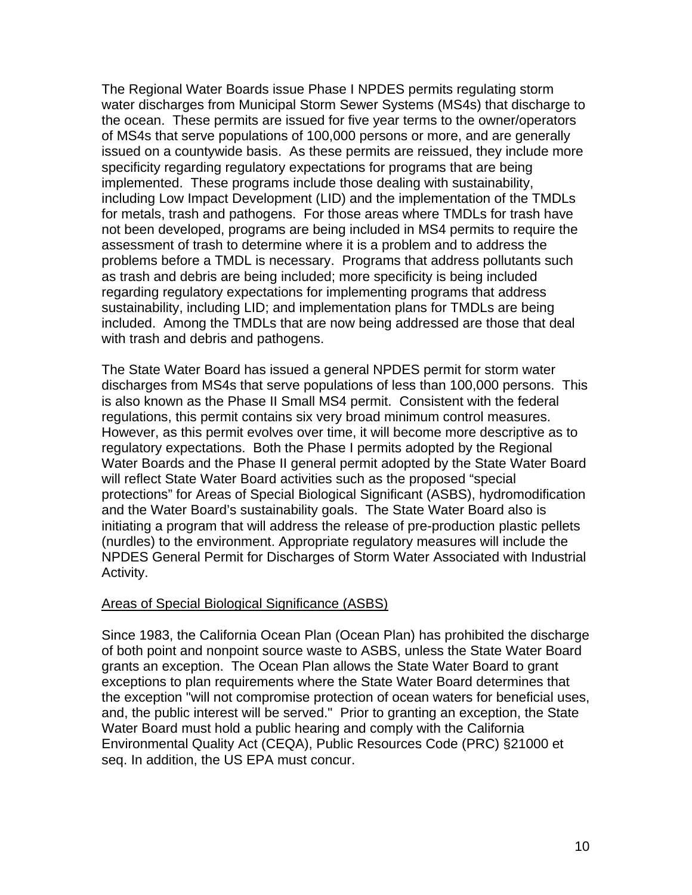The Regional Water Boards issue Phase I NPDES permits regulating storm water discharges from Municipal Storm Sewer Systems (MS4s) that discharge to the ocean. These permits are issued for five year terms to the owner/operators of MS4s that serve populations of 100,000 persons or more, and are generally issued on a countywide basis. As these permits are reissued, they include more specificity regarding regulatory expectations for programs that are being implemented. These programs include those dealing with sustainability, including Low Impact Development (LID) and the implementation of the TMDLs for metals, trash and pathogens. For those areas where TMDLs for trash have not been developed, programs are being included in MS4 permits to require the assessment of trash to determine where it is a problem and to address the problems before a TMDL is necessary. Programs that address pollutants such as trash and debris are being included; more specificity is being included regarding regulatory expectations for implementing programs that address sustainability, including LID; and implementation plans for TMDLs are being included. Among the TMDLs that are now being addressed are those that deal with trash and debris and pathogens.

The State Water Board has issued a general NPDES permit for storm water discharges from MS4s that serve populations of less than 100,000 persons. This is also known as the Phase II Small MS4 permit. Consistent with the federal regulations, this permit contains six very broad minimum control measures. However, as this permit evolves over time, it will become more descriptive as to regulatory expectations. Both the Phase I permits adopted by the Regional Water Boards and the Phase II general permit adopted by the State Water Board will reflect State Water Board activities such as the proposed "special protections" for Areas of Special Biological Significant (ASBS), hydromodification and the Water Board's sustainability goals. The State Water Board also is initiating a program that will address the release of pre-production plastic pellets (nurdles) to the environment. Appropriate regulatory measures will include the NPDES General Permit for Discharges of Storm Water Associated with Industrial Activity.

<u>Areas of Special Biological Significance (ASBS)</u>

Since 1983, the California Ocean Plan (Ocean Plan) has prohibited the discharge of both point and nonpoint source waste to ASBS, unless the State Water Board grants an exception. The Ocean Plan allows the State Water Board to grant exceptions to plan requirements where the State Water Board determines that the exception "will not compromise protection of ocean waters for beneficial uses, and, the public interest will be served." Prior to granting an exception, the State Water Board must hold a public hearing and comply with the California Environmental Quality Act (CEQA), Public Resources Code (PRC) §21000 et seq. In addition, the US EPA must concur.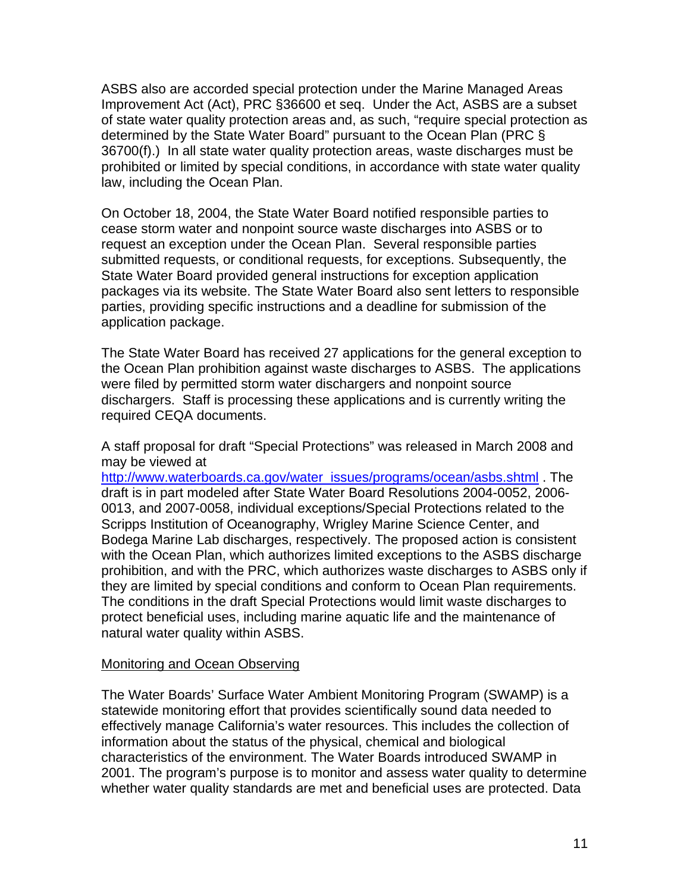ASBS also are accorded special protection under the Marine Managed Areas Improvement Act (Act), PRC §36600 et seq. Under the Act, ASBS are a subset of state water quality protection areas and, as such, "require special protection as determined by the State Water Board" pursuant to the Ocean Plan (PRC § 36700(f).) In all state water quality protection areas, waste discharges must be prohibited or limited by special conditions, in accordance with state water quality law, including the Ocean Plan.

On October 18, 2004, the State Water Board notified responsible parties to cease storm water and nonpoint source waste discharges into ASBS or to request an exception under the Ocean Plan. Several responsible parties submitted requests, or conditional requests, for exceptions. Subsequently, the State Water Board provided general instructions for exception application packages via its website. The State Water Board also sent letters to responsible parties, providing specific instructions and a deadline for submission of the application package.

The State Water Board has received 27 applications for the general exception to the Ocean Plan prohibition against waste discharges to ASBS. The applications were filed by permitted storm water dischargers and nonpoint source dischargers. Staff is processing these applications and is currently writing the required CEQA documents.

A staff proposal for draft "Special Protections" was released in March 2008 and may be viewed at [http://www.waterboards.ca.gov/water_issues/programs/ocean/asbs.shtml](http://www.waterboards.ca.gov/water_issues/programs/ocean/asbs.shtml) . The draft is in part modeled after State Water Board Resolutions 2004-0052, 2006-0013, and 2007-0058, individual exceptions/Special Protections related to the Scripps Institution of Oceanography, Wrigley Marine Science Center, and Bodega Marine Lab discharges, respectively. The proposed action is consistent with the Ocean Plan, which authorizes limited exceptions to the ASBS discharge prohibition, and with the PRC, which authorizes waste discharges to ASBS only if they are limited by special conditions and conform to Ocean Plan requirements. The conditions in the draft Special Protections would limit waste discharges to protect beneficial uses, including marine aquatic life and the maintenance of natural water quality within ASBS.

<u>Monitoring and Ocean Observing</u>

The Water Boards' Surface Water Ambient Monitoring Program (SWAMP) is a statewide monitoring effort that provides scientifically sound data needed to effectively manage California's water resources. This includes the collection of information about the status of the physical, chemical and biological characteristics of the environment. The Water Boards introduced SWAMP in 2001. The program's purpose is to monitor and assess water quality to determine whether water quality standards are met and beneficial uses are protected. Data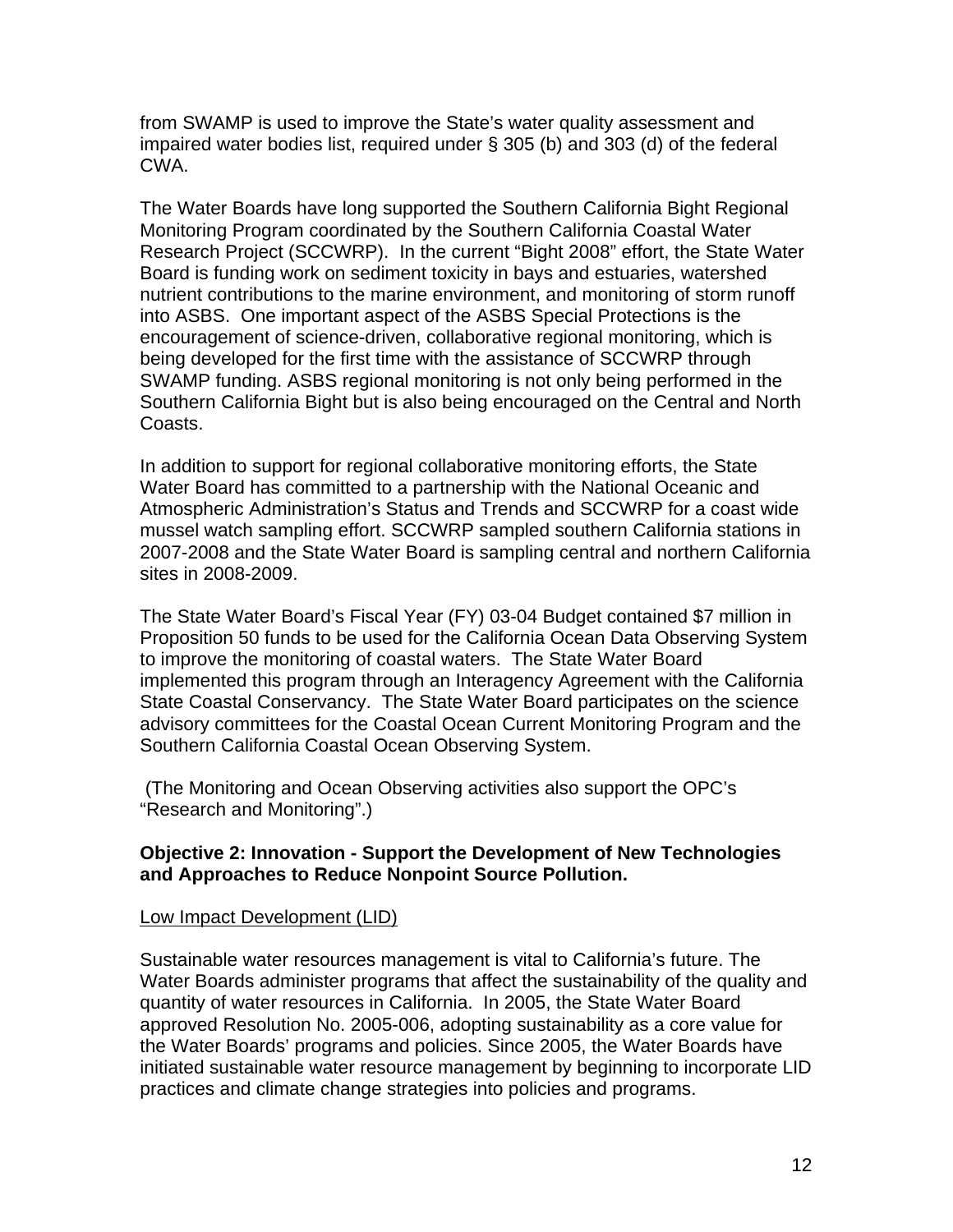from SWAMP is used to improve the State's water quality assessment and impaired water bodies list, required under § 305 (b) and 303 (d) of the federal CWA.

The Water Boards have long supported the Southern California Bight Regional Monitoring Program coordinated by the Southern California Coastal Water Research Project (SCCWRP). In the current "Bight 2008" effort, the State Water Board is funding work on sediment toxicity in bays and estuaries, watershed nutrient contributions to the marine environment, and monitoring of storm runoff into ASBS. One important aspect of the ASBS Special Protections is the encouragement of science-driven, collaborative regional monitoring, which is being developed for the first time with the assistance of SCCWRP through SWAMP funding. ASBS regional monitoring is not only being performed in the Southern California Bight but is also being encouraged on the Central and North Coasts.

In addition to support for regional collaborative monitoring efforts, the State Water Board has committed to a partnership with the National Oceanic and Atmospheric Administration's Status and Trends and SCCWRP for a coast wide mussel watch sampling effort. SCCWRP sampled southern California stations in 2007-2008 and the State Water Board is sampling central and northern California sites in 2008-2009.

The State Water Board's Fiscal Year (FY) 03-04 Budget contained $7 million in Proposition 50 funds to be used for the California Ocean Data Observing System to improve the monitoring of coastal waters. The State Water Board implemented this program through an Interagency Agreement with the California State Coastal Conservancy. The State Water Board participates on the science advisory committees for the Coastal Ocean Current Monitoring Program and the Southern California Coastal Ocean Observing System.

(The Monitoring and Ocean Observing activities also support the OPC's "Research and Monitoring".)

**Objective 2: Innovation - Support the Development of New Technologies and Approaches to Reduce Nonpoint Source Pollution.**

<u>Low Impact Development (LID)</u>

Sustainable water resources management is vital to California's future. The Water Boards administer programs that affect the sustainability of the quality and quantity of water resources in California. In 2005, the State Water Board approved Resolution No. 2005-006, adopting sustainability as a core value for the Water Boards' programs and policies. Since 2005, the Water Boards have initiated sustainable water resource management by beginning to incorporate LID practices and climate change strategies into policies and programs.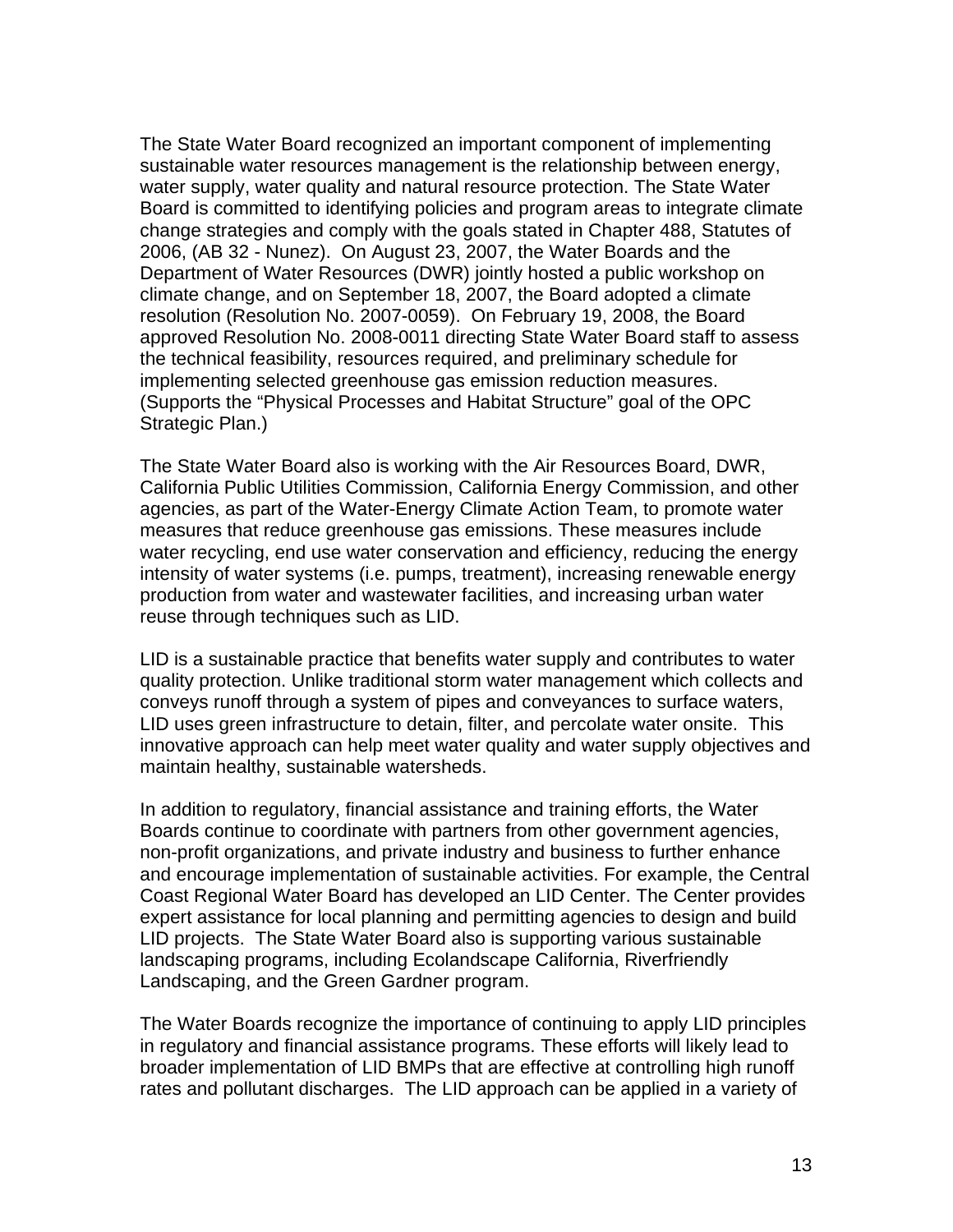The State Water Board recognized an important component of implementing sustainable water resources management is the relationship between energy, water supply, water quality and natural resource protection. The State Water Board is committed to identifying policies and program areas to integrate climate change strategies and comply with the goals stated in Chapter 488, Statutes of 2006, (AB 32 - Nunez). On August 23, 2007, the Water Boards and the Department of Water Resources (DWR) jointly hosted a public workshop on climate change, and on September 18, 2007, the Board adopted a climate resolution (Resolution No. 2007-0059). On February 19, 2008, the Board approved Resolution No. 2008-0011 directing State Water Board staff to assess the technical feasibility, resources required, and preliminary schedule for implementing selected greenhouse gas emission reduction measures. (Supports the "Physical Processes and Habitat Structure" goal of the OPC Strategic Plan.)

The State Water Board also is working with the Air Resources Board, DWR, California Public Utilities Commission, California Energy Commission, and other agencies, as part of the Water-Energy Climate Action Team, to promote water measures that reduce greenhouse gas emissions. These measures include water recycling, end use water conservation and efficiency, reducing the energy intensity of water systems (i.e. pumps, treatment), increasing renewable energy production from water and wastewater facilities, and increasing urban water reuse through techniques such as LID.

LID is a sustainable practice that benefits water supply and contributes to water quality protection. Unlike traditional storm water management which collects and conveys runoff through a system of pipes and conveyances to surface waters, LID uses green infrastructure to detain, filter, and percolate water onsite. This innovative approach can help meet water quality and water supply objectives and maintain healthy, sustainable watersheds.

In addition to regulatory, financial assistance and training efforts, the Water Boards continue to coordinate with partners from other government agencies, non-profit organizations, and private industry and business to further enhance and encourage implementation of sustainable activities. For example, the Central Coast Regional Water Board has developed an LID Center. The Center provides expert assistance for local planning and permitting agencies to design and build LID projects. The State Water Board also is supporting various sustainable landscaping programs, including Ecolandscape California, Riverfriendly Landscaping, and the Green Gardner program.

The Water Boards recognize the importance of continuing to apply LID principles in regulatory and financial assistance programs. These efforts will likely lead to broader implementation of LID BMPs that are effective at controlling high runoff rates and pollutant discharges. The LID approach can be applied in a variety of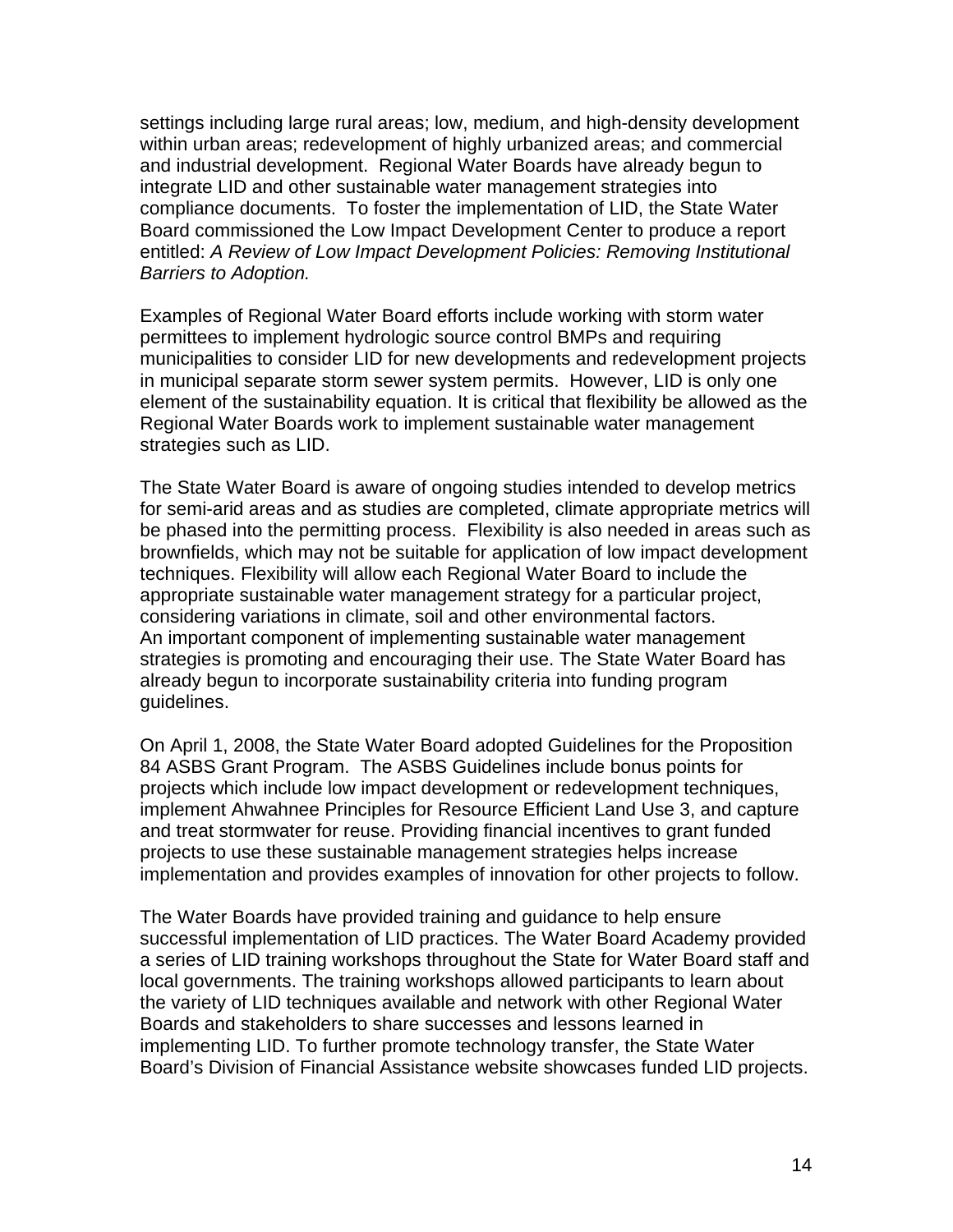settings including large rural areas; low, medium, and high-density development within urban areas; redevelopment of highly urbanized areas; and commercial and industrial development. Regional Water Boards have already begun to integrate LID and other sustainable water management strategies into compliance documents. To foster the implementation of LID, the State Water Board commissioned the Low Impact Development Center to produce a report entitled: *A Review of Low Impact Development Policies: Removing Institutional Barriers to Adoption.*

Examples of Regional Water Board efforts include working with storm water permittees to implement hydrologic source control BMPs and requiring municipalities to consider LID for new developments and redevelopment projects in municipal separate storm sewer system permits. However, LID is only one element of the sustainability equation. It is critical that flexibility be allowed as the Regional Water Boards work to implement sustainable water management strategies such as LID.

The State Water Board is aware of ongoing studies intended to develop metrics for semi-arid areas and as studies are completed, climate appropriate metrics will be phased into the permitting process. Flexibility is also needed in areas such as brownfields, which may not be suitable for application of low impact development techniques. Flexibility will allow each Regional Water Board to include the appropriate sustainable water management strategy for a particular project, considering variations in climate, soil and other environmental factors.
An important component of implementing sustainable water management strategies is promoting and encouraging their use. The State Water Board has already begun to incorporate sustainability criteria into funding program guidelines.

On April 1, 2008, the State Water Board adopted Guidelines for the Proposition 84 ASBS Grant Program. The ASBS Guidelines include bonus points for projects which include low impact development or redevelopment techniques, implement Ahwahnee Principles for Resource Efficient Land Use 3, and capture and treat stormwater for reuse. Providing financial incentives to grant funded projects to use these sustainable management strategies helps increase implementation and provides examples of innovation for other projects to follow.

The Water Boards have provided training and guidance to help ensure successful implementation of LID practices. The Water Board Academy provided a series of LID training workshops throughout the State for Water Board staff and local governments. The training workshops allowed participants to learn about the variety of LID techniques available and network with other Regional Water Boards and stakeholders to share successes and lessons learned in implementing LID. To further promote technology transfer, the State Water Board's Division of Financial Assistance website showcases funded LID projects.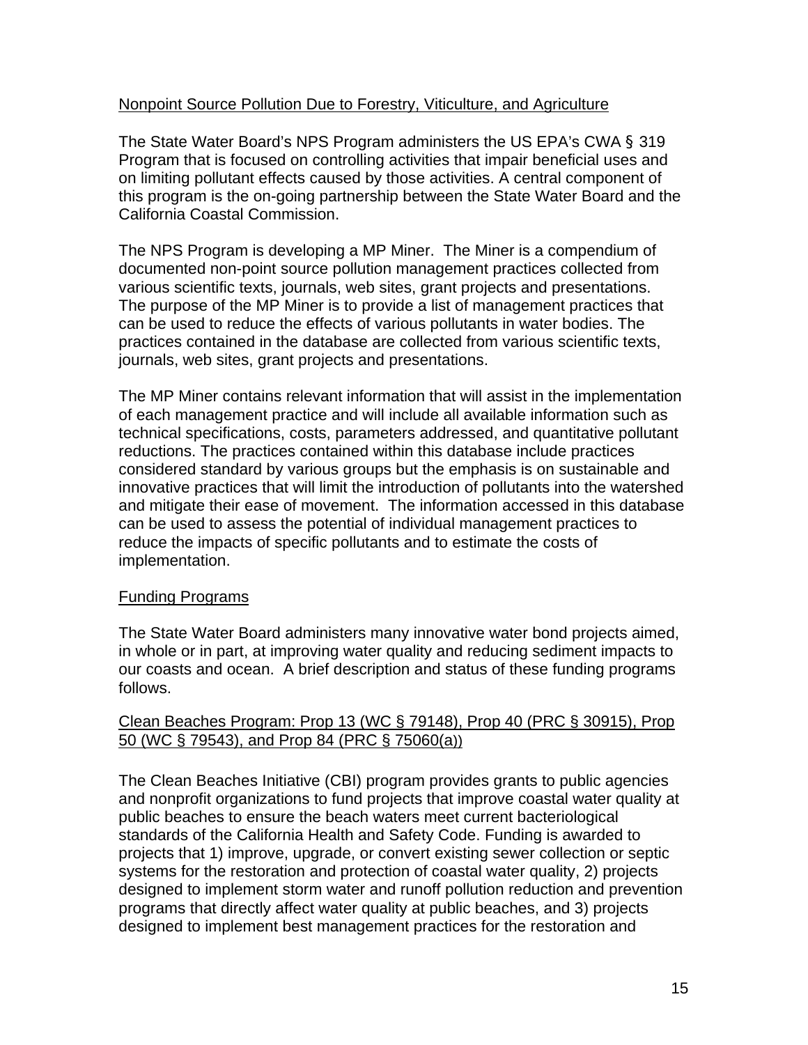Nonpoint Source Pollution Due to Forestry, Viticulture, and Agriculture

The State Water Board's NPS Program administers the US EPA's CWA § 319 Program that is focused on controlling activities that impair beneficial uses and on limiting pollutant effects caused by those activities. A central component of this program is the on-going partnership between the State Water Board and the California Coastal Commission.

The NPS Program is developing a MP Miner. The Miner is a compendium of documented non-point source pollution management practices collected from various scientific texts, journals, web sites, grant projects and presentations. The purpose of the MP Miner is to provide a list of management practices that can be used to reduce the effects of various pollutants in water bodies. The practices contained in the database are collected from various scientific texts, journals, web sites, grant projects and presentations.

The MP Miner contains relevant information that will assist in the implementation of each management practice and will include all available information such as technical specifications, costs, parameters addressed, and quantitative pollutant reductions. The practices contained within this database include practices considered standard by various groups but the emphasis is on sustainable and innovative practices that will limit the introduction of pollutants into the watershed and mitigate their ease of movement. The information accessed in this database can be used to assess the potential of individual management practices to reduce the impacts of specific pollutants and to estimate the costs of implementation.

Funding Programs

The State Water Board administers many innovative water bond projects aimed, in whole or in part, at improving water quality and reducing sediment impacts to our coasts and ocean. A brief description and status of these funding programs follows.

Clean Beaches Program: Prop 13 (WC § 79148), Prop 40 (PRC § 30915), Prop 50 (WC § 79543), and Prop 84 (PRC § 75060(a))

The Clean Beaches Initiative (CBI) program provides grants to public agencies and nonprofit organizations to fund projects that improve coastal water quality at public beaches to ensure the beach waters meet current bacteriological standards of the California Health and Safety Code. Funding is awarded to projects that 1) improve, upgrade, or convert existing sewer collection or septic systems for the restoration and protection of coastal water quality, 2) projects designed to implement storm water and runoff pollution reduction and prevention programs that directly affect water quality at public beaches, and 3) projects designed to implement best management practices for the restoration and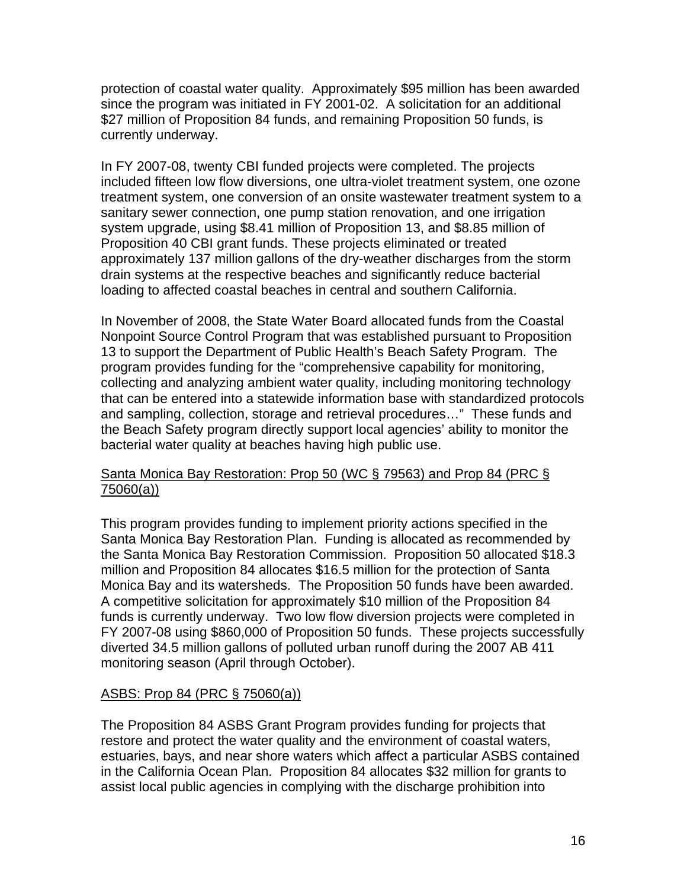protection of coastal water quality. Approximately $95 million has been awarded since the program was initiated in FY 2001-02. A solicitation for an additional $27 million of Proposition 84 funds, and remaining Proposition 50 funds, is currently underway.

In FY 2007-08, twenty CBI funded projects were completed. The projects included fifteen low flow diversions, one ultra-violet treatment system, one ozone treatment system, one conversion of an onsite wastewater treatment system to a sanitary sewer connection, one pump station renovation, and one irrigation system upgrade, using $8.41 million of Proposition 13, and $8.85 million of Proposition 40 CBI grant funds. These projects eliminated or treated approximately 137 million gallons of the dry-weather discharges from the storm drain systems at the respective beaches and significantly reduce bacterial loading to affected coastal beaches in central and southern California.

In November of 2008, the State Water Board allocated funds from the Coastal Nonpoint Source Control Program that was established pursuant to Proposition 13 to support the Department of Public Health's Beach Safety Program. The program provides funding for the "comprehensive capability for monitoring, collecting and analyzing ambient water quality, including monitoring technology that can be entered into a statewide information base with standardized protocols and sampling, collection, storage and retrieval procedures…" These funds and the Beach Safety program directly support local agencies' ability to monitor the bacterial water quality at beaches having high public use.

<u>Santa Monica Bay Restoration: Prop 50 (WC § 79563) and Prop 84 (PRC § 75060(a))</u>

This program provides funding to implement priority actions specified in the Santa Monica Bay Restoration Plan. Funding is allocated as recommended by the Santa Monica Bay Restoration Commission. Proposition 50 allocated $18.3 million and Proposition 84 allocates $16.5 million for the protection of Santa Monica Bay and its watersheds. The Proposition 50 funds have been awarded. A competitive solicitation for approximately $10 million of the Proposition 84 funds is currently underway. Two low flow diversion projects were completed in FY 2007-08 using $860,000 of Proposition 50 funds. These projects successfully diverted 34.5 million gallons of polluted urban runoff during the 2007 AB 411 monitoring season (April through October).

<u>ASBS: Prop 84 (PRC § 75060(a))</u>

The Proposition 84 ASBS Grant Program provides funding for projects that restore and protect the water quality and the environment of coastal waters, estuaries, bays, and near shore waters which affect a particular ASBS contained in the California Ocean Plan. Proposition 84 allocates $32 million for grants to assist local public agencies in complying with the discharge prohibition into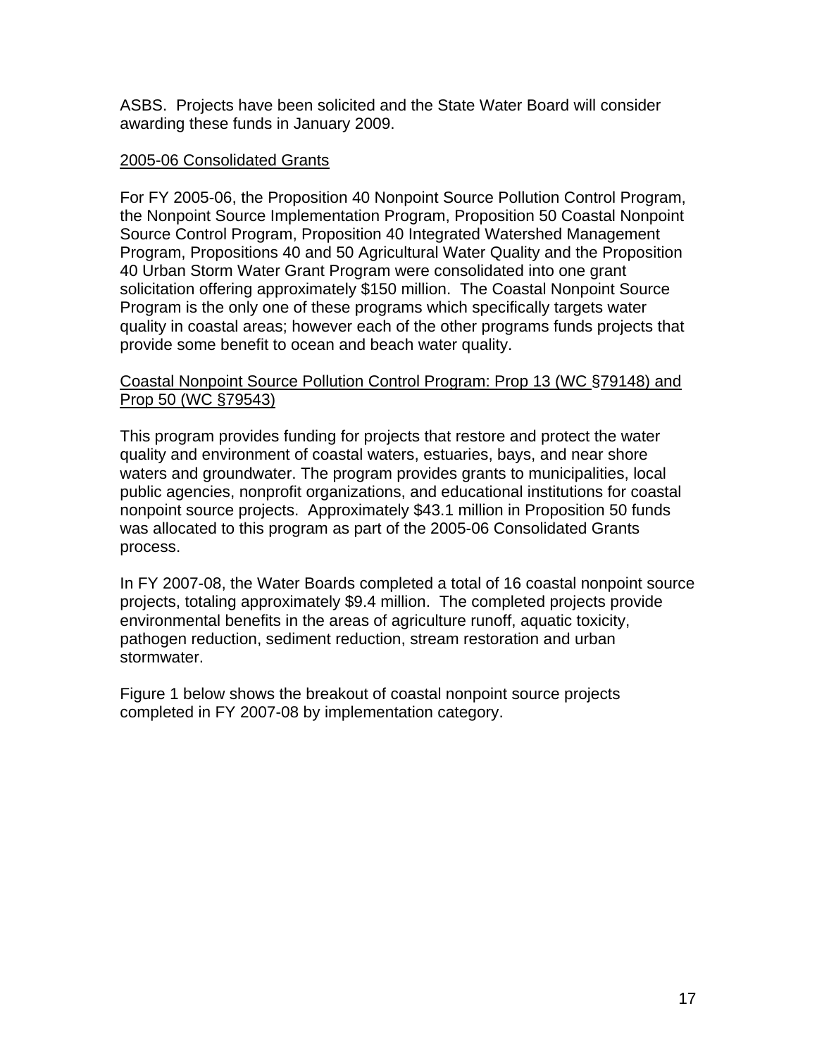ASBS. Projects have been solicited and the State Water Board will consider awarding these funds in January 2009.

2005-06 Consolidated Grants

For FY 2005-06, the Proposition 40 Nonpoint Source Pollution Control Program, the Nonpoint Source Implementation Program, Proposition 50 Coastal Nonpoint Source Control Program, Proposition 40 Integrated Watershed Management Program, Propositions 40 and 50 Agricultural Water Quality and the Proposition 40 Urban Storm Water Grant Program were consolidated into one grant solicitation offering approximately $150 million. The Coastal Nonpoint Source Program is the only one of these programs which specifically targets water quality in coastal areas; however each of the other programs funds projects that provide some benefit to ocean and beach water quality.

Coastal Nonpoint Source Pollution Control Program: Prop 13 (WC §79148) and Prop 50 (WC §79543)

This program provides funding for projects that restore and protect the water quality and environment of coastal waters, estuaries, bays, and near shore waters and groundwater. The program provides grants to municipalities, local public agencies, nonprofit organizations, and educational institutions for coastal nonpoint source projects. Approximately $43.1 million in Proposition 50 funds was allocated to this program as part of the 2005-06 Consolidated Grants process.

In FY 2007-08, the Water Boards completed a total of 16 coastal nonpoint source projects, totaling approximately $9.4 million. The completed projects provide environmental benefits in the areas of agriculture runoff, aquatic toxicity, pathogen reduction, sediment reduction, stream restoration and urban stormwater.

Figure 1 below shows the breakout of coastal nonpoint source projects completed in FY 2007-08 by implementation category.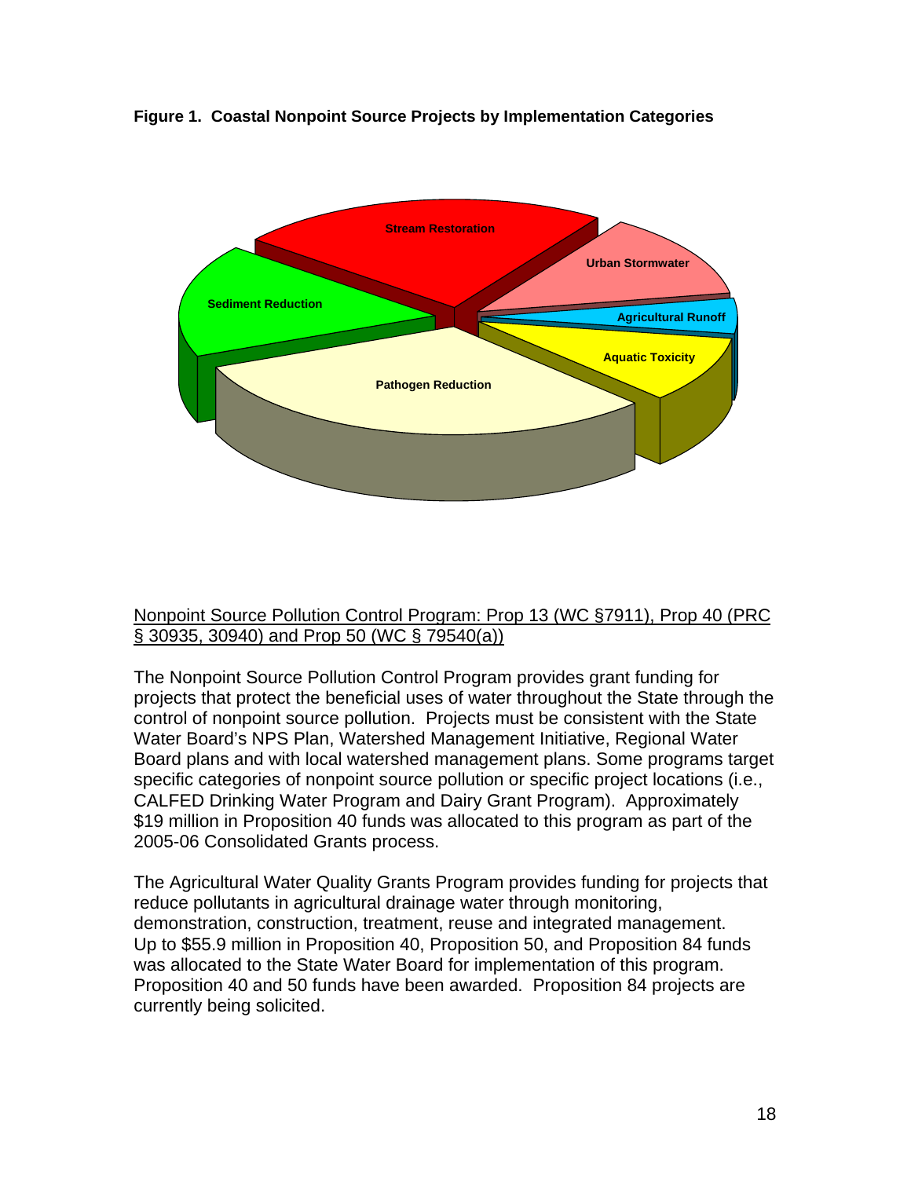**Figure 1. Coastal Nonpoint Source Projects by Implementation Categories**

Stream Restoration

Urban Stormwater

Agricultural Runoff

Aquatic Toxicity

Pathogen Reduction

Sediment Reduction

Nonpoint Source Pollution Control Program: Prop 13 (WC §7911), Prop 40 (PRC § 30935, 30940) and Prop 50 (WC § 79540(a))

The Nonpoint Source Pollution Control Program provides grant funding for projects that protect the beneficial uses of water throughout the State through the control of nonpoint source pollution. Projects must be consistent with the State Water Board's NPS Plan, Watershed Management Initiative, Regional Water Board plans and with local watershed management plans. Some programs target specific categories of nonpoint source pollution or specific project locations (i.e., CALFED Drinking Water Program and Dairy Grant Program). Approximately $19 million in Proposition 40 funds was allocated to this program as part of the 2005-06 Consolidated Grants process.

The Agricultural Water Quality Grants Program provides funding for projects that reduce pollutants in agricultural drainage water through monitoring, demonstration, construction, treatment, reuse and integrated management. Up to $55.9 million in Proposition 40, Proposition 50, and Proposition 84 funds was allocated to the State Water Board for implementation of this program. Proposition 40 and 50 funds have been awarded. Proposition 84 projects are currently being solicited.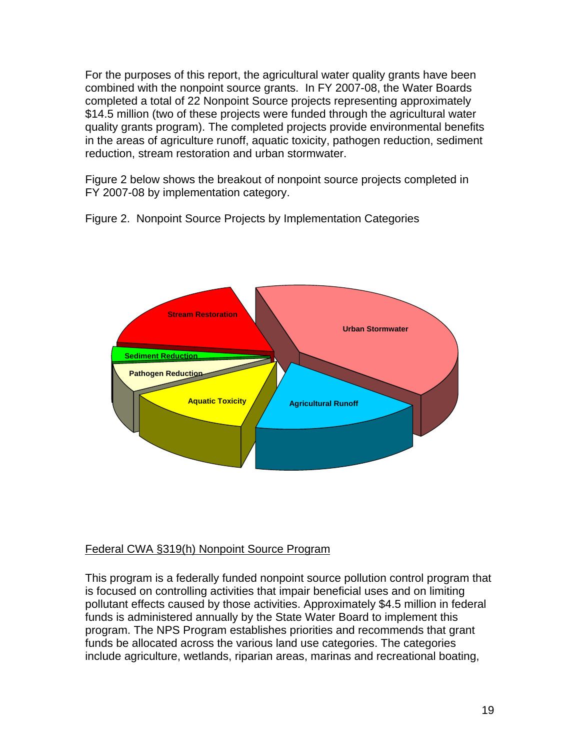For the purposes of this report, the agricultural water quality grants have been combined with the nonpoint source grants. In FY 2007-08, the Water Boards completed a total of 22 Nonpoint Source projects representing approximately $14.5 million (two of these projects were funded through the agricultural water quality grants program). The completed projects provide environmental benefits in the areas of agriculture runoff, aquatic toxicity, pathogen reduction, sediment reduction, stream restoration and urban stormwater.

Figure 2 below shows the breakout of nonpoint source projects completed in FY 2007-08 by implementation category.

Figure 2. Nonpoint Source Projects by Implementation Categories

Stream Restoration

Urban Stormwater

Sediment Reduction

Pathogen Reduction

Aquatic Toxicity

Agricultural Runoff

<u>Federal CWA §319(h) Nonpoint Source Program</u>

This program is a federally funded nonpoint source pollution control program that is focused on controlling activities that impair beneficial uses and on limiting pollutant effects caused by those activities. Approximately $4.5 million in federal funds is administered annually by the State Water Board to implement this program. The NPS Program establishes priorities and recommends that grant funds be allocated across the various land use categories. The categories include agriculture, wetlands, riparian areas, marinas and recreational boating,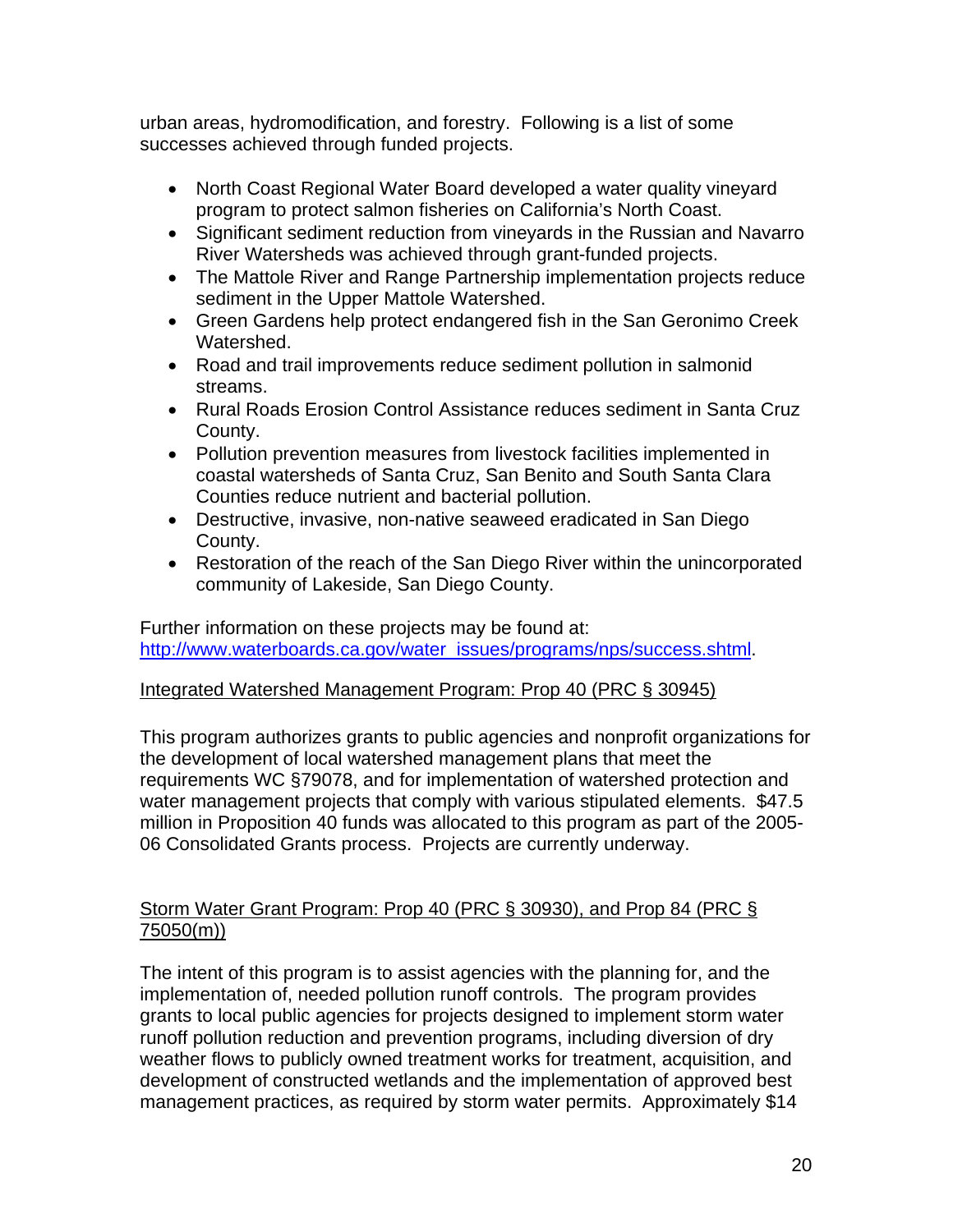urban areas, hydromodification, and forestry. Following is a list of some successes achieved through funded projects.

- North Coast Regional Water Board developed a water quality vineyard program to protect salmon fisheries on California's North Coast.
- Significant sediment reduction from vineyards in the Russian and Navarro River Watersheds was achieved through grant-funded projects.
- The Mattole River and Range Partnership implementation projects reduce sediment in the Upper Mattole Watershed.
- Green Gardens help protect endangered fish in the San Geronimo Creek Watershed.
- Road and trail improvements reduce sediment pollution in salmonid streams.
- Rural Roads Erosion Control Assistance reduces sediment in Santa Cruz County.
- Pollution prevention measures from livestock facilities implemented in coastal watersheds of Santa Cruz, San Benito and South Santa Clara Counties reduce nutrient and bacterial pollution.
- Destructive, invasive, non-native seaweed eradicated in San Diego County.
- Restoration of the reach of the San Diego River within the unincorporated community of Lakeside, San Diego County.

Further information on these projects may be found at: http://www.waterboards.ca.gov/water_issues/programs/nps/success.shtml.

Integrated Watershed Management Program: Prop 40 (PRC § 30945)

This program authorizes grants to public agencies and nonprofit organizations for the development of local watershed management plans that meet the requirements WC §79078, and for implementation of watershed protection and water management projects that comply with various stipulated elements. $47.5 million in Proposition 40 funds was allocated to this program as part of the 2005-06 Consolidated Grants process. Projects are currently underway.

Storm Water Grant Program: Prop 40 (PRC § 30930), and Prop 84 (PRC § 75050(m))

The intent of this program is to assist agencies with the planning for, and the implementation of, needed pollution runoff controls. The program provides grants to local public agencies for projects designed to implement storm water runoff pollution reduction and prevention programs, including diversion of dry weather flows to publicly owned treatment works for treatment, acquisition, and development of constructed wetlands and the implementation of approved best management practices, as required by storm water permits. Approximately $14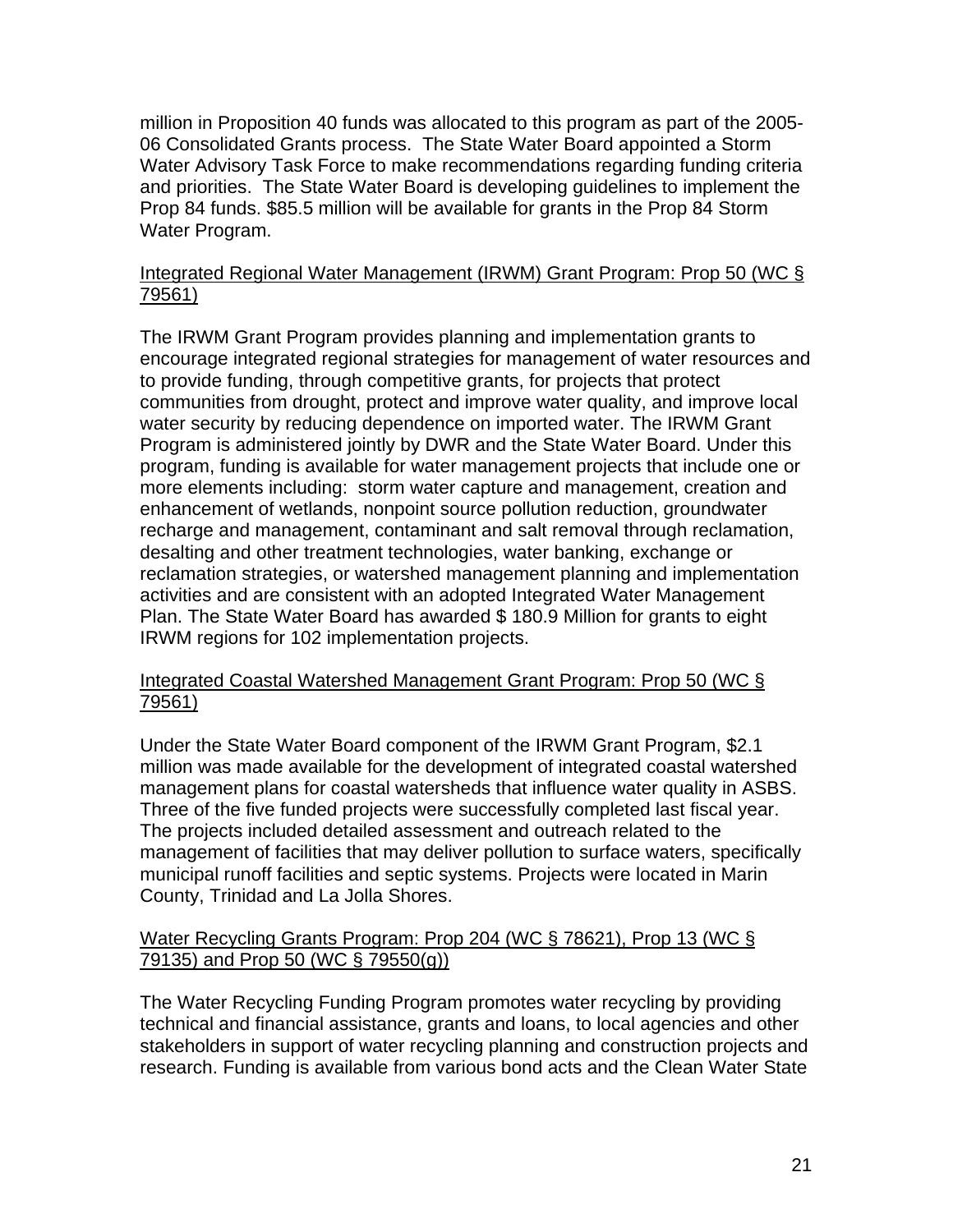million in Proposition 40 funds was allocated to this program as part of the 2005-06 Consolidated Grants process. The State Water Board appointed a Storm Water Advisory Task Force to make recommendations regarding funding criteria and priorities. The State Water Board is developing guidelines to implement the Prop 84 funds. $85.5 million will be available for grants in the Prop 84 Storm Water Program.

<u>Integrated Regional Water Management (IRWM) Grant Program: Prop 50 (WC § 79561)</u>

The IRWM Grant Program provides planning and implementation grants to encourage integrated regional strategies for management of water resources and to provide funding, through competitive grants, for projects that protect communities from drought, protect and improve water quality, and improve local water security by reducing dependence on imported water. The IRWM Grant Program is administered jointly by DWR and the State Water Board. Under this program, funding is available for water management projects that include one or more elements including: storm water capture and management, creation and enhancement of wetlands, nonpoint source pollution reduction, groundwater recharge and management, contaminant and salt removal through reclamation, desalting and other treatment technologies, water banking, exchange or reclamation strategies, or watershed management planning and implementation activities and are consistent with an adopted Integrated Water Management Plan. The State Water Board has awarded $ 180.9 Million for grants to eight IRWM regions for 102 implementation projects.

<u>Integrated Coastal Watershed Management Grant Program: Prop 50 (WC § 79561)</u>

Under the State Water Board component of the IRWM Grant Program, $2.1 million was made available for the development of integrated coastal watershed management plans for coastal watersheds that influence water quality in ASBS. Three of the five funded projects were successfully completed last fiscal year. The projects included detailed assessment and outreach related to the management of facilities that may deliver pollution to surface waters, specifically municipal runoff facilities and septic systems. Projects were located in Marin County, Trinidad and La Jolla Shores.

<u>Water Recycling Grants Program: Prop 204 (WC § 78621), Prop 13 (WC § 79135) and Prop 50 (WC § 79550(g))</u>

The Water Recycling Funding Program promotes water recycling by providing technical and financial assistance, grants and loans, to local agencies and other stakeholders in support of water recycling planning and construction projects and research. Funding is available from various bond acts and the Clean Water State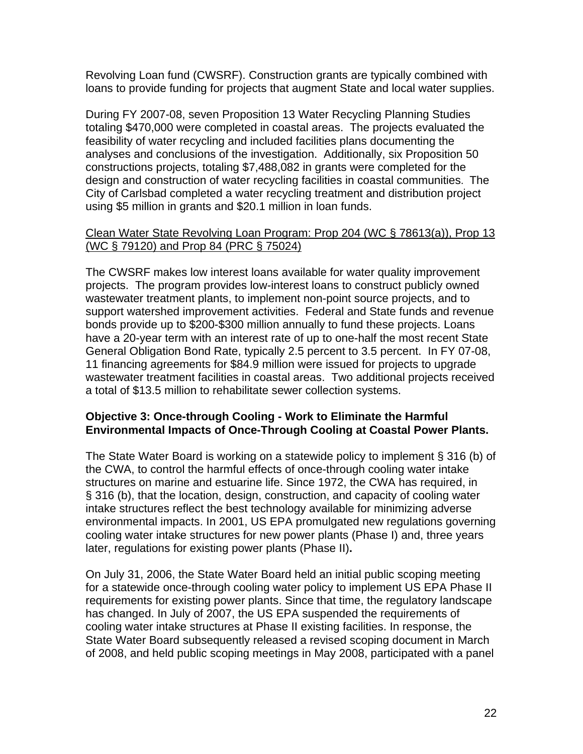Revolving Loan fund (CWSRF). Construction grants are typically combined with loans to provide funding for projects that augment State and local water supplies.

During FY 2007-08, seven Proposition 13 Water Recycling Planning Studies totaling $470,000 were completed in coastal areas. The projects evaluated the feasibility of water recycling and included facilities plans documenting the analyses and conclusions of the investigation. Additionally, six Proposition 50 constructions projects, totaling $7,488,082 in grants were completed for the design and construction of water recycling facilities in coastal communities. The City of Carlsbad completed a water recycling treatment and distribution project using $5 million in grants and $20.1 million in loan funds.

<u>Clean Water State Revolving Loan Program: Prop 204 (WC § 78613(a)), Prop 13 (WC § 79120) and Prop 84 (PRC § 75024)</u>

The CWSRF makes low interest loans available for water quality improvement projects. The program provides low-interest loans to construct publicly owned wastewater treatment plants, to implement non-point source projects, and to support watershed improvement activities. Federal and State funds and revenue bonds provide up to $200-$300 million annually to fund these projects. Loans have a 20-year term with an interest rate of up to one-half the most recent State General Obligation Bond Rate, typically 2.5 percent to 3.5 percent. In FY 07-08, 11 financing agreements for $84.9 million were issued for projects to upgrade wastewater treatment facilities in coastal areas. Two additional projects received a total of $13.5 million to rehabilitate sewer collection systems.

**Objective 3: Once-through Cooling - Work to Eliminate the Harmful Environmental Impacts of Once-Through Cooling at Coastal Power Plants.**

The State Water Board is working on a statewide policy to implement § 316 (b) of the CWA, to control the harmful effects of once-through cooling water intake structures on marine and estuarine life. Since 1972, the CWA has required, in § 316 (b), that the location, design, construction, and capacity of cooling water intake structures reflect the best technology available for minimizing adverse environmental impacts. In 2001, US EPA promulgated new regulations governing cooling water intake structures for new power plants (Phase I) and, three years later, regulations for existing power plants (Phase II)**.**

On July 31, 2006, the State Water Board held an initial public scoping meeting for a statewide once-through cooling water policy to implement US EPA Phase II requirements for existing power plants. Since that time, the regulatory landscape has changed. In July of 2007, the US EPA suspended the requirements of cooling water intake structures at Phase II existing facilities. In response, the State Water Board subsequently released a revised scoping document in March of 2008, and held public scoping meetings in May 2008, participated with a panel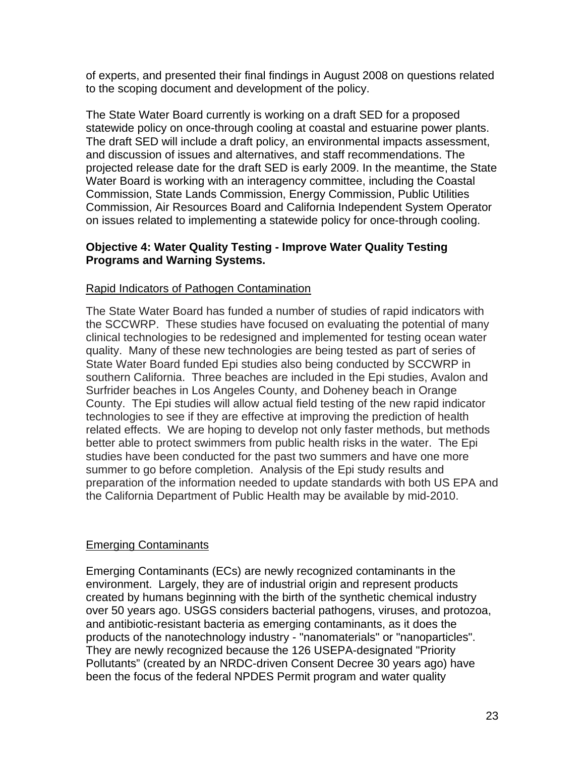of experts, and presented their final findings in August 2008 on questions related to the scoping document and development of the policy.

The State Water Board currently is working on a draft SED for a proposed statewide policy on once-through cooling at coastal and estuarine power plants. The draft SED will include a draft policy, an environmental impacts assessment, and discussion of issues and alternatives, and staff recommendations. The projected release date for the draft SED is early 2009. In the meantime, the State Water Board is working with an interagency committee, including the Coastal Commission, State Lands Commission, Energy Commission, Public Utilities Commission, Air Resources Board and California Independent System Operator on issues related to implementing a statewide policy for once-through cooling.

**Objective 4: Water Quality Testing - Improve Water Quality Testing Programs and Warning Systems.**

Rapid Indicators of Pathogen Contamination

The State Water Board has funded a number of studies of rapid indicators with the SCCWRP. These studies have focused on evaluating the potential of many clinical technologies to be redesigned and implemented for testing ocean water quality. Many of these new technologies are being tested as part of series of State Water Board funded Epi studies also being conducted by SCCWRP in southern California. Three beaches are included in the Epi studies, Avalon and Surfrider beaches in Los Angeles County, and Doheney beach in Orange County. The Epi studies will allow actual field testing of the new rapid indicator technologies to see if they are effective at improving the prediction of health related effects. We are hoping to develop not only faster methods, but methods better able to protect swimmers from public health risks in the water. The Epi studies have been conducted for the past two summers and have one more summer to go before completion. Analysis of the Epi study results and preparation of the information needed to update standards with both US EPA and the California Department of Public Health may be available by mid-2010.

Emerging Contaminants

Emerging Contaminants (ECs) are newly recognized contaminants in the environment. Largely, they are of industrial origin and represent products created by humans beginning with the birth of the synthetic chemical industry over 50 years ago. USGS considers bacterial pathogens, viruses, and protozoa, and antibiotic-resistant bacteria as emerging contaminants, as it does the products of the nanotechnology industry - "nanomaterials" or "nanoparticles". They are newly recognized because the 126 USEPA-designated "Priority Pollutants" (created by an NRDC-driven Consent Decree 30 years ago) have been the focus of the federal NPDES Permit program and water quality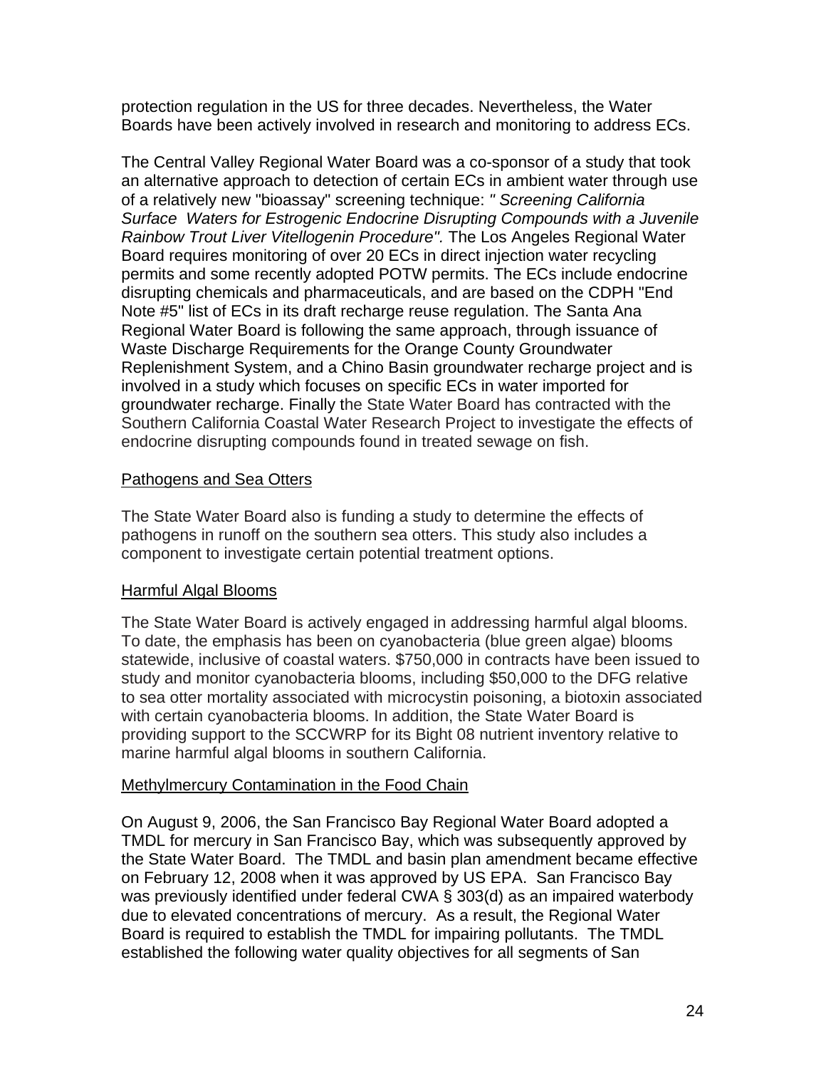protection regulation in the US for three decades. Nevertheless, the Water Boards have been actively involved in research and monitoring to address ECs.

The Central Valley Regional Water Board was a co-sponsor of a study that took an alternative approach to detection of certain ECs in ambient water through use of a relatively new "bioassay" screening technique: *" Screening California Surface Waters for Estrogenic Endocrine Disrupting Compounds with a Juvenile Rainbow Trout Liver Vitellogenin Procedure".* The Los Angeles Regional Water Board requires monitoring of over 20 ECs in direct injection water recycling permits and some recently adopted POTW permits. The ECs include endocrine disrupting chemicals and pharmaceuticals, and are based on the CDPH "End Note #5" list of ECs in its draft recharge reuse regulation. The Santa Ana Regional Water Board is following the same approach, through issuance of Waste Discharge Requirements for the Orange County Groundwater Replenishment System, and a Chino Basin groundwater recharge project and is involved in a study which focuses on specific ECs in water imported for groundwater recharge. Finally the State Water Board has contracted with the Southern California Coastal Water Research Project to investigate the effects of endocrine disrupting compounds found in treated sewage on fish.

<u>Pathogens and Sea Otters</u>

The State Water Board also is funding a study to determine the effects of pathogens in runoff on the southern sea otters. This study also includes a component to investigate certain potential treatment options.

<u>Harmful Algal Blooms</u>

The State Water Board is actively engaged in addressing harmful algal blooms. To date, the emphasis has been on cyanobacteria (blue green algae) blooms statewide, inclusive of coastal waters. $750,000 in contracts have been issued to study and monitor cyanobacteria blooms, including $50,000 to the DFG relative to sea otter mortality associated with microcystin poisoning, a biotoxin associated with certain cyanobacteria blooms. In addition, the State Water Board is providing support to the SCCWRP for its Bight 08 nutrient inventory relative to marine harmful algal blooms in southern California.

<u>Methylmercury Contamination in the Food Chain</u>

On August 9, 2006, the San Francisco Bay Regional Water Board adopted a TMDL for mercury in San Francisco Bay, which was subsequently approved by the State Water Board. The TMDL and basin plan amendment became effective on February 12, 2008 when it was approved by US EPA. San Francisco Bay was previously identified under federal CWA § 303(d) as an impaired waterbody due to elevated concentrations of mercury. As a result, the Regional Water Board is required to establish the TMDL for impairing pollutants. The TMDL established the following water quality objectives for all segments of San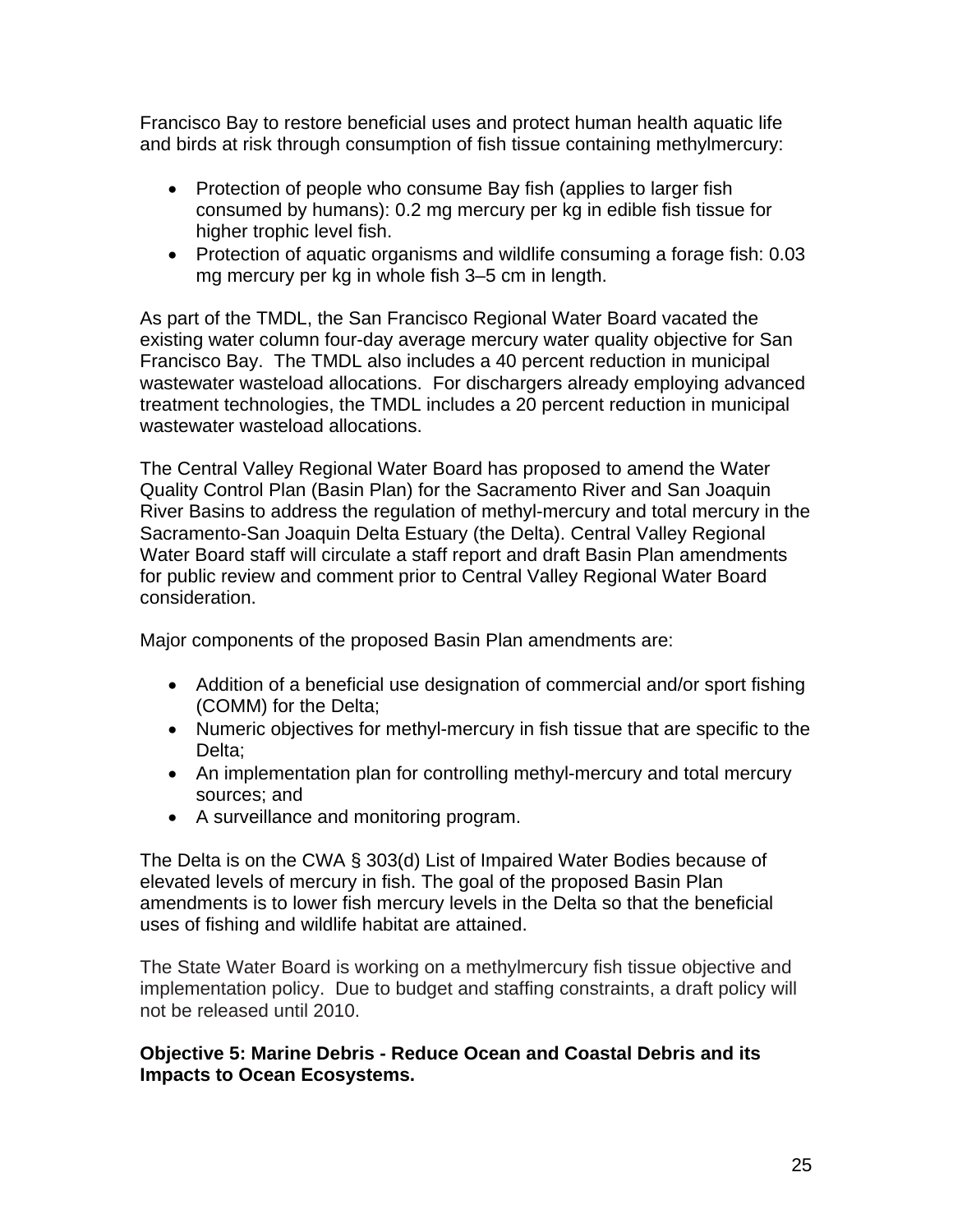Francisco Bay to restore beneficial uses and protect human health aquatic life and birds at risk through consumption of fish tissue containing methylmercury:

- Protection of people who consume Bay fish (applies to larger fish consumed by humans): 0.2 mg mercury per kg in edible fish tissue for higher trophic level fish.
- Protection of aquatic organisms and wildlife consuming a forage fish: 0.03 mg mercury per kg in whole fish 3–5 cm in length.

As part of the TMDL, the San Francisco Regional Water Board vacated the existing water column four-day average mercury water quality objective for San Francisco Bay. The TMDL also includes a 40 percent reduction in municipal wastewater wasteload allocations. For dischargers already employing advanced treatment technologies, the TMDL includes a 20 percent reduction in municipal wastewater wasteload allocations.

The Central Valley Regional Water Board has proposed to amend the Water Quality Control Plan (Basin Plan) for the Sacramento River and San Joaquin River Basins to address the regulation of methyl-mercury and total mercury in the Sacramento-San Joaquin Delta Estuary (the Delta). Central Valley Regional Water Board staff will circulate a staff report and draft Basin Plan amendments for public review and comment prior to Central Valley Regional Water Board consideration.

Major components of the proposed Basin Plan amendments are:

- Addition of a beneficial use designation of commercial and/or sport fishing (COMM) for the Delta;
- Numeric objectives for methyl-mercury in fish tissue that are specific to the Delta;
- An implementation plan for controlling methyl-mercury and total mercury sources; and
- A surveillance and monitoring program.

The Delta is on the CWA § 303(d) List of Impaired Water Bodies because of elevated levels of mercury in fish. The goal of the proposed Basin Plan amendments is to lower fish mercury levels in the Delta so that the beneficial uses of fishing and wildlife habitat are attained.

The State Water Board is working on a methylmercury fish tissue objective and implementation policy. Due to budget and staffing constraints, a draft policy will not be released until 2010.

**Objective 5: Marine Debris - Reduce Ocean and Coastal Debris and its Impacts to Ocean Ecosystems.**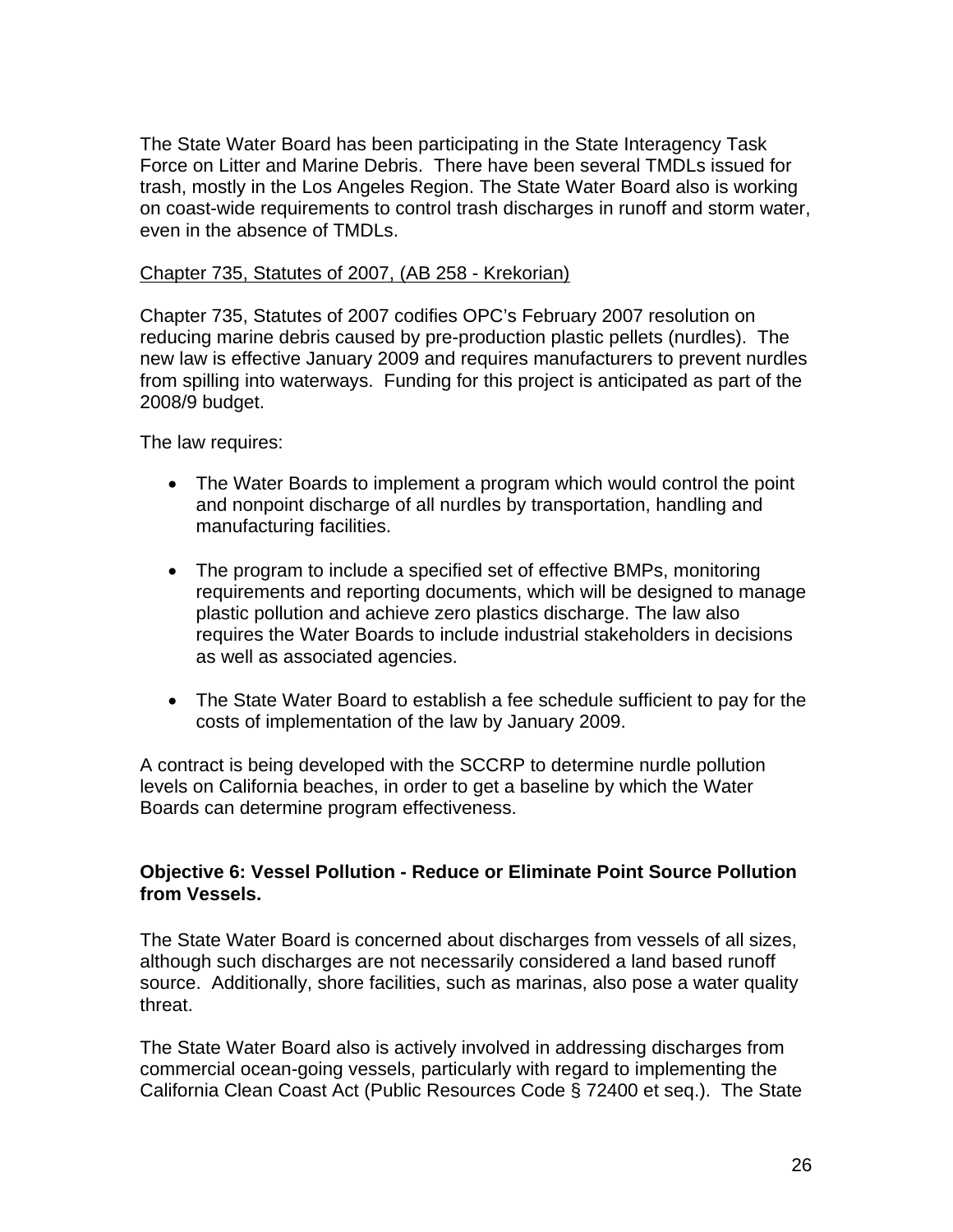The State Water Board has been participating in the State Interagency Task Force on Litter and Marine Debris. There have been several TMDLs issued for trash, mostly in the Los Angeles Region. The State Water Board also is working on coast-wide requirements to control trash discharges in runoff and storm water, even in the absence of TMDLs.

<u>Chapter 735, Statutes of 2007, (AB 258 - Krekorian)</u>

Chapter 735, Statutes of 2007 codifies OPC's February 2007 resolution on reducing marine debris caused by pre-production plastic pellets (nurdles). The new law is effective January 2009 and requires manufacturers to prevent nurdles from spilling into waterways. Funding for this project is anticipated as part of the 2008/9 budget.

The law requires:

- The Water Boards to implement a program which would control the point and nonpoint discharge of all nurdles by transportation, handling and manufacturing facilities.

- The program to include a specified set of effective BMPs, monitoring requirements and reporting documents, which will be designed to manage plastic pollution and achieve zero plastics discharge. The law also requires the Water Boards to include industrial stakeholders in decisions as well as associated agencies.

- The State Water Board to establish a fee schedule sufficient to pay for the costs of implementation of the law by January 2009.

A contract is being developed with the SCCRP to determine nurdle pollution levels on California beaches, in order to get a baseline by which the Water Boards can determine program effectiveness.

**Objective 6: Vessel Pollution - Reduce or Eliminate Point Source Pollution from Vessels.**

The State Water Board is concerned about discharges from vessels of all sizes, although such discharges are not necessarily considered a land based runoff source. Additionally, shore facilities, such as marinas, also pose a water quality threat.

The State Water Board also is actively involved in addressing discharges from commercial ocean-going vessels, particularly with regard to implementing the California Clean Coast Act (Public Resources Code § 72400 et seq.). The State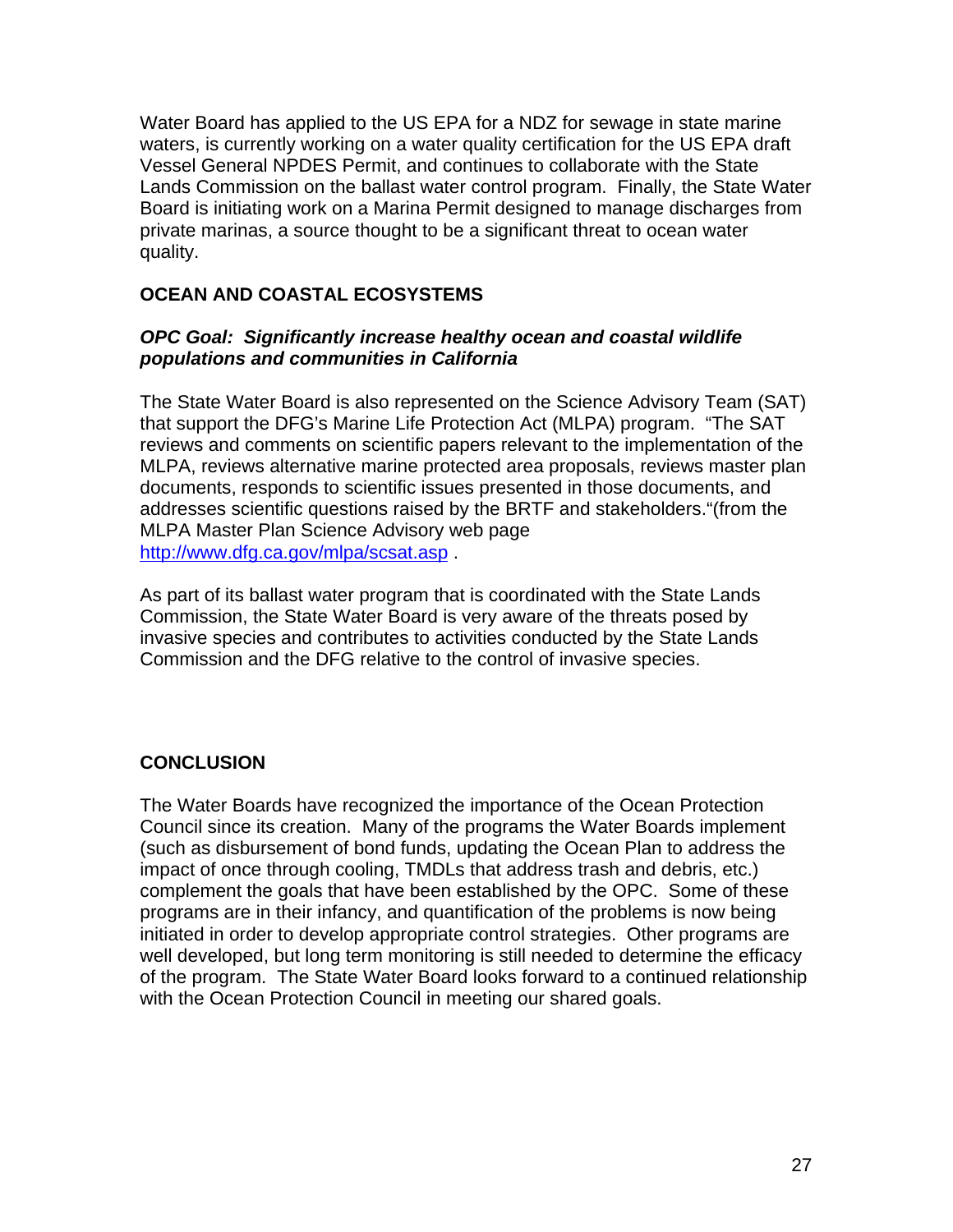Water Board has applied to the US EPA for a NDZ for sewage in state marine waters, is currently working on a water quality certification for the US EPA draft Vessel General NPDES Permit, and continues to collaborate with the State Lands Commission on the ballast water control program. Finally, the State Water Board is initiating work on a Marina Permit designed to manage discharges from private marinas, a source thought to be a significant threat to ocean water quality.

## OCEAN AND COASTAL ECOSYSTEMS

### *OPC Goal: Significantly increase healthy ocean and coastal wildlife populations and communities in California*

The State Water Board is also represented on the Science Advisory Team (SAT) that support the DFG's Marine Life Protection Act (MLPA) program. "The SAT reviews and comments on scientific papers relevant to the implementation of the MLPA, reviews alternative marine protected area proposals, reviews master plan documents, responds to scientific issues presented in those documents, and addresses scientific questions raised by the BRTF and stakeholders."(from the MLPA Master Plan Science Advisory web page http://www.dfg.ca.gov/mlpa/scsat.asp .

As part of its ballast water program that is coordinated with the State Lands Commission, the State Water Board is very aware of the threats posed by invasive species and contributes to activities conducted by the State Lands Commission and the DFG relative to the control of invasive species.

## CONCLUSION

The Water Boards have recognized the importance of the Ocean Protection Council since its creation. Many of the programs the Water Boards implement (such as disbursement of bond funds, updating the Ocean Plan to address the impact of once through cooling, TMDLs that address trash and debris, etc.) complement the goals that have been established by the OPC. Some of these programs are in their infancy, and quantification of the problems is now being initiated in order to develop appropriate control strategies. Other programs are well developed, but long term monitoring is still needed to determine the efficacy of the program. The State Water Board looks forward to a continued relationship with the Ocean Protection Council in meeting our shared goals.